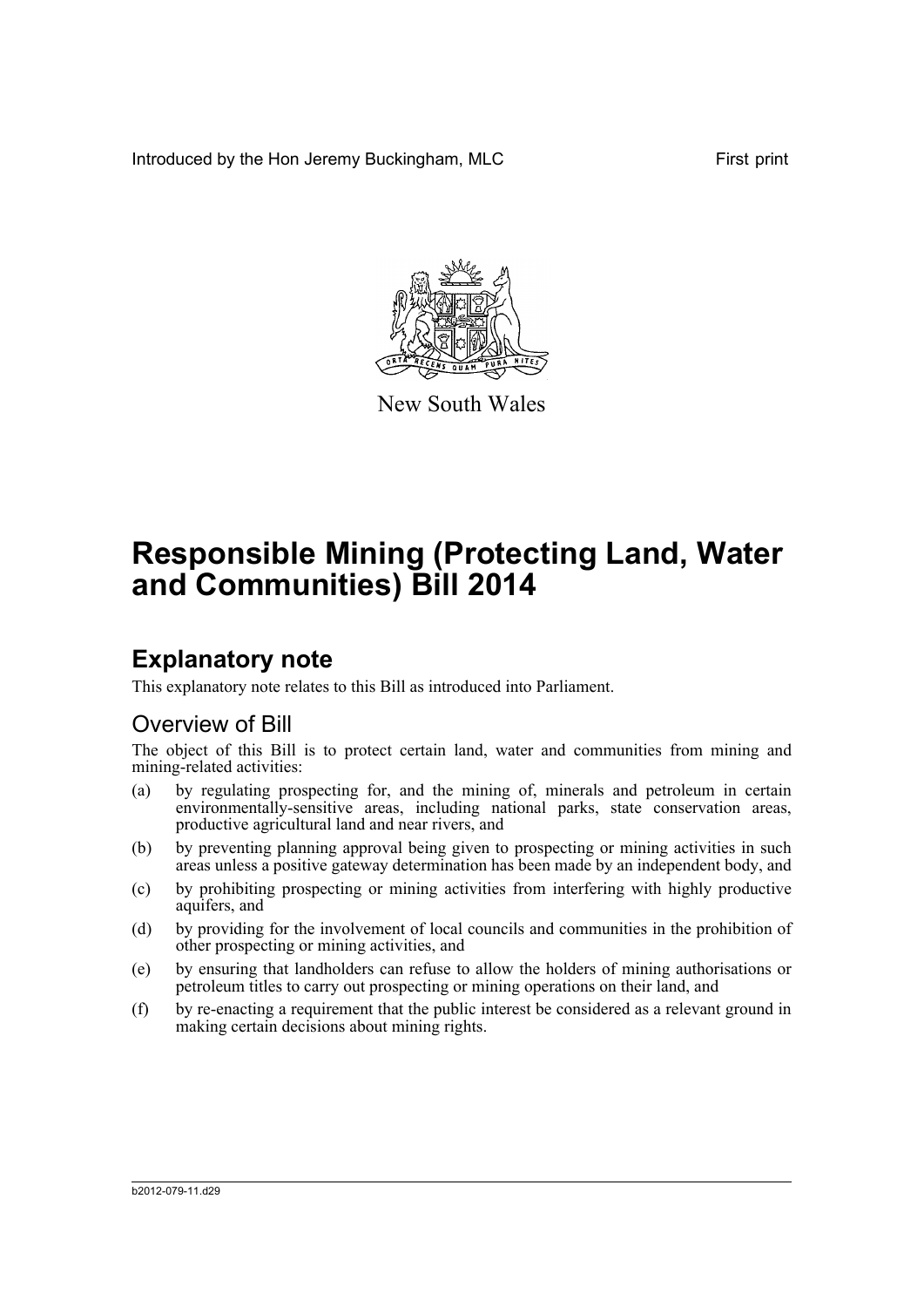Introduced by the Hon Jeremy Buckingham, MLC First print

New South Wales

# Responsible Mining (Protecting Land, Water and Communities) Bill 2014

## Explanatory note

This explanatory note relates to this Bill as introduced into Parliament.

### Overview of Bill

The object of this Bill is to protect certain land, water and communities from mining and mining-related activities:

(a) by regulating prospecting for, and the mining of, minerals and petroleum in certain environmentally-sensitive areas, including national parks, state conservation areas, productive agricultural land and near rivers, and

(b) by preventing planning approval being given to prospecting or mining activities in such areas unless a positive gateway determination has been made by an independent body, and

(c) by prohibiting prospecting or mining activities from interfering with highly productive aquifers, and

(d) by providing for the involvement of local councils and communities in the prohibition of other prospecting or mining activities, and

(e) by ensuring that landholders can refuse to allow the holders of mining authorisations or petroleum titles to carry out prospecting or mining operations on their land, and

(f) by re-enacting a requirement that the public interest be considered as a relevant ground in making certain decisions about mining rights.

b2012-079-11.d29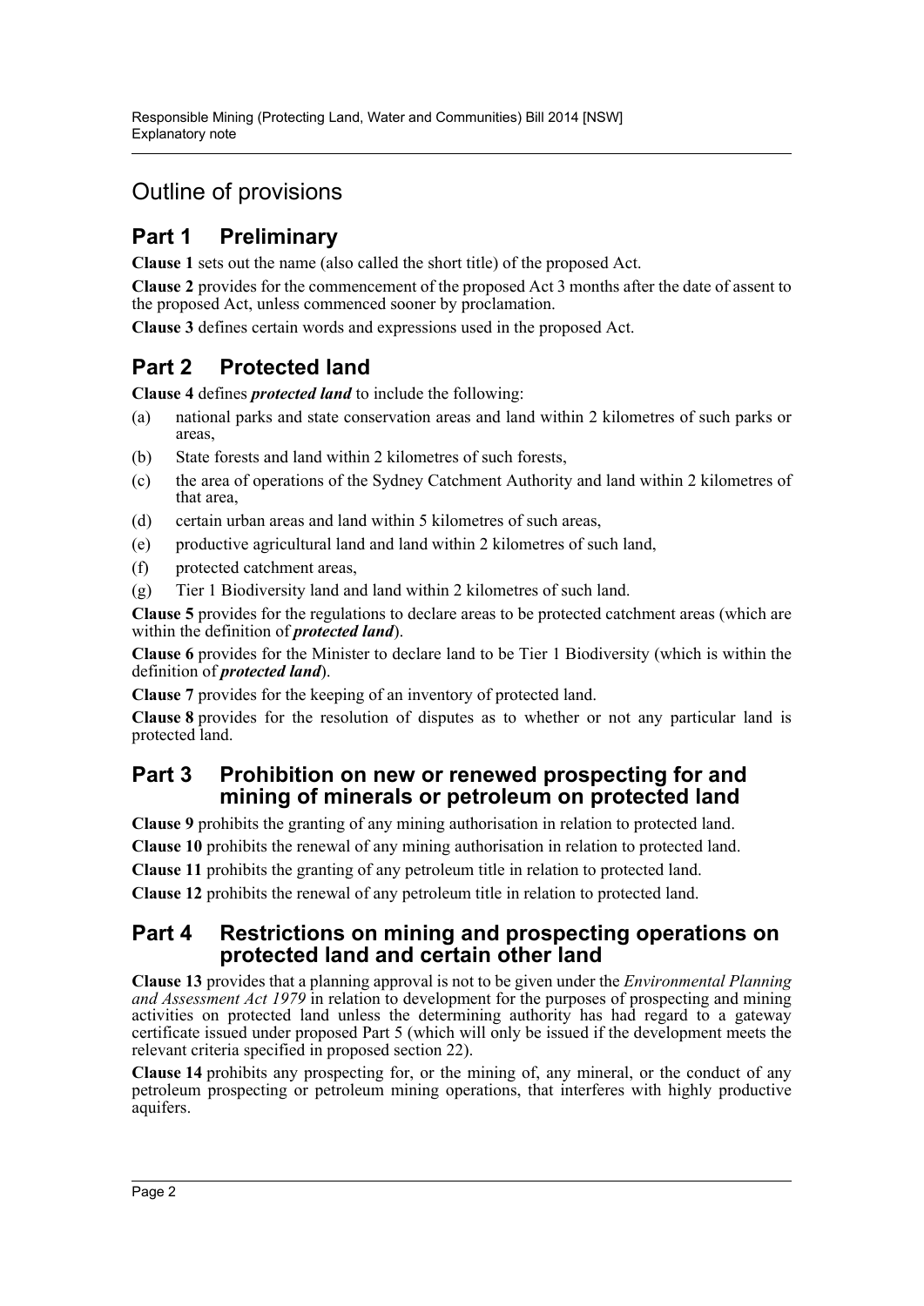# Outline of provisions

## Part 1 Preliminary

**Clause 1** sets out the name (also called the short title) of the proposed Act.

**Clause 2** provides for the commencement of the proposed Act 3 months after the date of assent to the proposed Act, unless commenced sooner by proclamation.

**Clause 3** defines certain words and expressions used in the proposed Act.

## Part 2 Protected land

**Clause 4** defines ***protected land*** to include the following:

(a) national parks and state conservation areas and land within 2 kilometres of such parks or areas,

(b) State forests and land within 2 kilometres of such forests,

(c) the area of operations of the Sydney Catchment Authority and land within 2 kilometres of that area,

(d) certain urban areas and land within 5 kilometres of such areas,

(e) productive agricultural land and land within 2 kilometres of such land,

(f) protected catchment areas,

(g) Tier 1 Biodiversity land and land within 2 kilometres of such land.

**Clause 5** provides for the regulations to declare areas to be protected catchment areas (which are within the definition of ***protected land***).

**Clause 6** provides for the Minister to declare land to be Tier 1 Biodiversity (which is within the definition of ***protected land***).

**Clause 7** provides for the keeping of an inventory of protected land.

**Clause 8** provides for the resolution of disputes as to whether or not any particular land is protected land.

## Part 3 Prohibition on new or renewed prospecting for and mining of minerals or petroleum on protected land

**Clause 9** prohibits the granting of any mining authorisation in relation to protected land.

**Clause 10** prohibits the renewal of any mining authorisation in relation to protected land.

**Clause 11** prohibits the granting of any petroleum title in relation to protected land.

**Clause 12** prohibits the renewal of any petroleum title in relation to protected land.

## Part 4 Restrictions on mining and prospecting operations on protected land and certain other land

**Clause 13** provides that a planning approval is not to be given under the *Environmental Planning and Assessment Act 1979* in relation to development for the purposes of prospecting and mining activities on protected land unless the determining authority has had regard to a gateway certificate issued under proposed Part 5 (which will only be issued if the development meets the relevant criteria specified in proposed section 22).

**Clause 14** prohibits any prospecting for, or the mining of, any mineral, or the conduct of any petroleum prospecting or petroleum mining operations, that interferes with highly productive aquifers.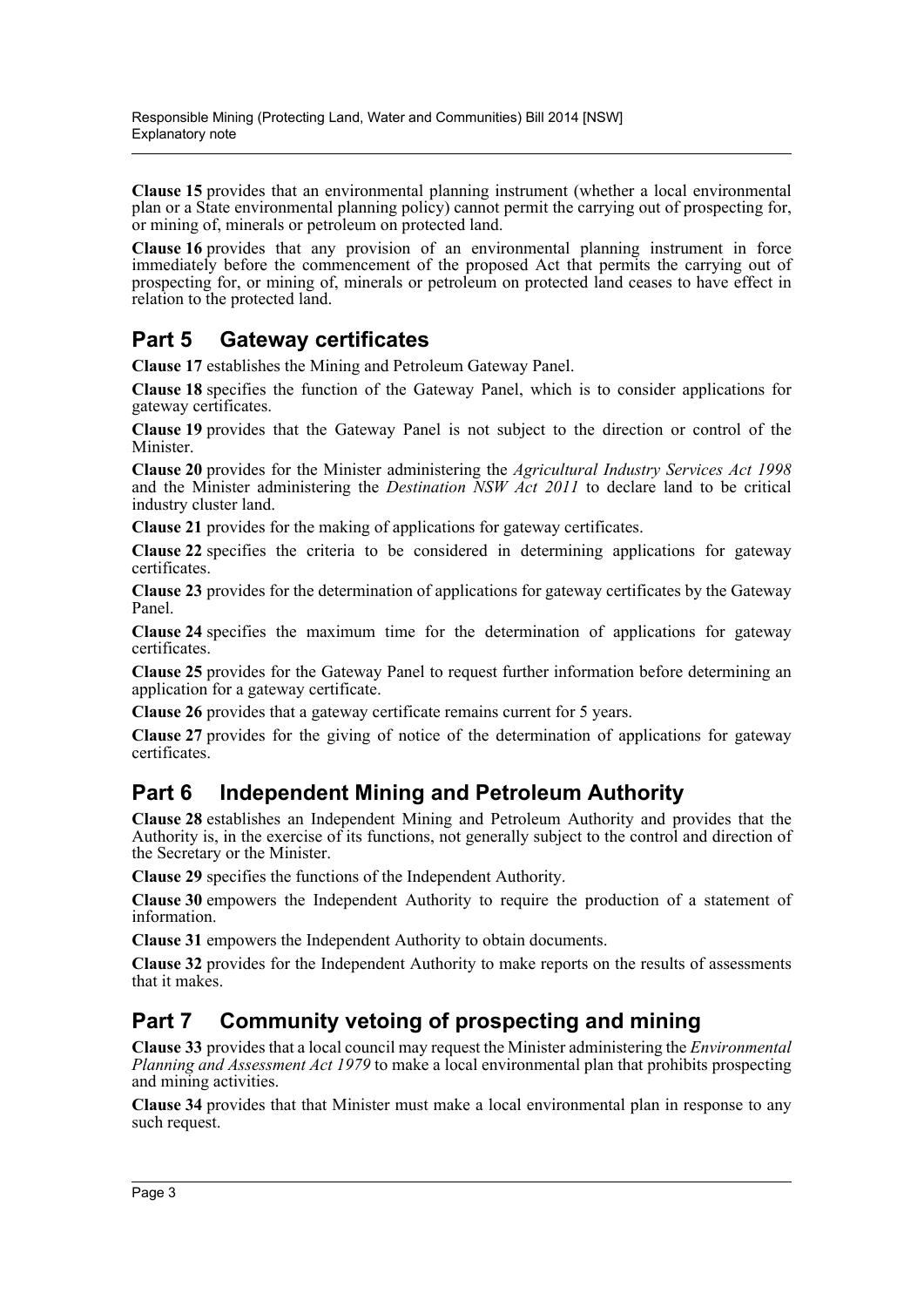**Clause 15** provides that an environmental planning instrument (whether a local environmental plan or a State environmental planning policy) cannot permit the carrying out of prospecting for, or mining of, minerals or petroleum on protected land.

**Clause 16** provides that any provision of an environmental planning instrument in force immediately before the commencement of the proposed Act that permits the carrying out of prospecting for, or mining of, minerals or petroleum on protected land ceases to have effect in relation to the protected land.

## Part 5 Gateway certificates

**Clause 17** establishes the Mining and Petroleum Gateway Panel.

**Clause 18** specifies the function of the Gateway Panel, which is to consider applications for gateway certificates.

**Clause 19** provides that the Gateway Panel is not subject to the direction or control of the Minister.

**Clause 20** provides for the Minister administering the *Agricultural Industry Services Act 1998* and the Minister administering the *Destination NSW Act 2011* to declare land to be critical industry cluster land.

**Clause 21** provides for the making of applications for gateway certificates.

**Clause 22** specifies the criteria to be considered in determining applications for gateway certificates.

**Clause 23** provides for the determination of applications for gateway certificates by the Gateway Panel.

**Clause 24** specifies the maximum time for the determination of applications for gateway certificates.

**Clause 25** provides for the Gateway Panel to request further information before determining an application for a gateway certificate.

**Clause 26** provides that a gateway certificate remains current for 5 years.

**Clause 27** provides for the giving of notice of the determination of applications for gateway certificates.

## Part 6 Independent Mining and Petroleum Authority

**Clause 28** establishes an Independent Mining and Petroleum Authority and provides that the Authority is, in the exercise of its functions, not generally subject to the control and direction of the Secretary or the Minister.

**Clause 29** specifies the functions of the Independent Authority.

**Clause 30** empowers the Independent Authority to require the production of a statement of information.

**Clause 31** empowers the Independent Authority to obtain documents.

**Clause 32** provides for the Independent Authority to make reports on the results of assessments that it makes.

## Part 7 Community vetoing of prospecting and mining

**Clause 33** provides that a local council may request the Minister administering the *Environmental Planning and Assessment Act 1979* to make a local environmental plan that prohibits prospecting and mining activities.

**Clause 34** provides that that Minister must make a local environmental plan in response to any such request.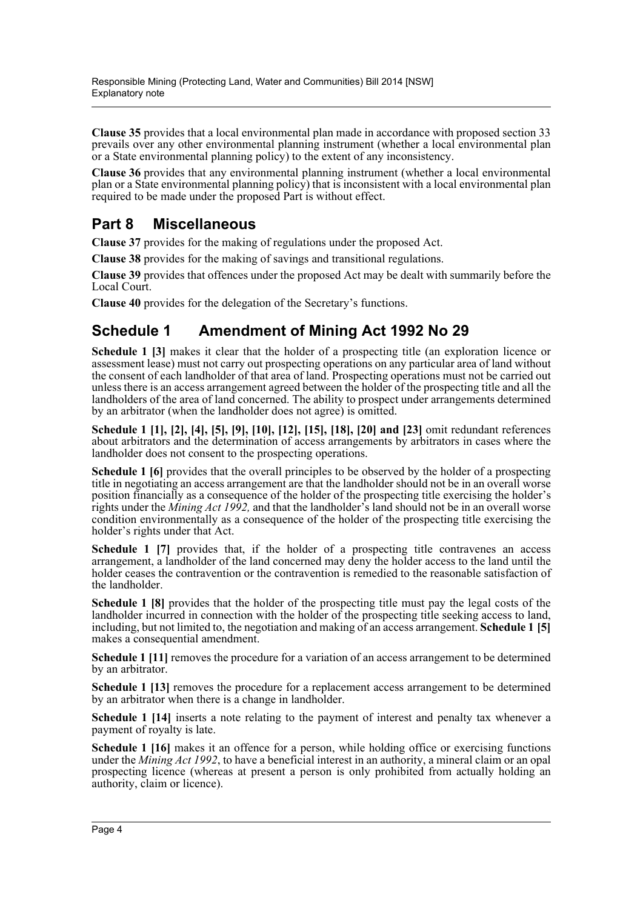**Clause 35** provides that a local environmental plan made in accordance with proposed section 33 prevails over any other environmental planning instrument (whether a local environmental plan or a State environmental planning policy) to the extent of any inconsistency.

**Clause 36** provides that any environmental planning instrument (whether a local environmental plan or a State environmental planning policy) that is inconsistent with a local environmental plan required to be made under the proposed Part is without effect.

## Part 8 Miscellaneous

**Clause 37** provides for the making of regulations under the proposed Act.

**Clause 38** provides for the making of savings and transitional regulations.

**Clause 39** provides that offences under the proposed Act may be dealt with summarily before the Local Court.

**Clause 40** provides for the delegation of the Secretary's functions.

## Schedule 1 Amendment of Mining Act 1992 No 29

**Schedule 1 [3]** makes it clear that the holder of a prospecting title (an exploration licence or assessment lease) must not carry out prospecting operations on any particular area of land without the consent of each landholder of that area of land. Prospecting operations must not be carried out unless there is an access arrangement agreed between the holder of the prospecting title and all the landholders of the area of land concerned. The ability to prospect under arrangements determined by an arbitrator (when the landholder does not agree) is omitted.

**Schedule 1 [1], [2], [4], [5], [9], [10], [12], [15], [18], [20] and [23]** omit redundant references about arbitrators and the determination of access arrangements by arbitrators in cases where the landholder does not consent to the prospecting operations.

**Schedule 1 [6]** provides that the overall principles to be observed by the holder of a prospecting title in negotiating an access arrangement are that the landholder should not be in an overall worse position financially as a consequence of the holder of the prospecting title exercising the holder's rights under the *Mining Act 1992,* and that the landholder's land should not be in an overall worse condition environmentally as a consequence of the holder of the prospecting title exercising the holder's rights under that Act.

**Schedule 1 [7]** provides that, if the holder of a prospecting title contravenes an access arrangement, a landholder of the land concerned may deny the holder access to the land until the holder ceases the contravention or the contravention is remedied to the reasonable satisfaction of the landholder.

**Schedule 1 [8]** provides that the holder of the prospecting title must pay the legal costs of the landholder incurred in connection with the holder of the prospecting title seeking access to land, including, but not limited to, the negotiation and making of an access arrangement. **Schedule 1 [5]** makes a consequential amendment.

**Schedule 1 [11]** removes the procedure for a variation of an access arrangement to be determined by an arbitrator.

**Schedule 1 [13]** removes the procedure for a replacement access arrangement to be determined by an arbitrator when there is a change in landholder.

**Schedule 1 [14]** inserts a note relating to the payment of interest and penalty tax whenever a payment of royalty is late.

**Schedule 1 [16]** makes it an offence for a person, while holding office or exercising functions under the *Mining Act 1992*, to have a beneficial interest in an authority, a mineral claim or an opal prospecting licence (whereas at present a person is only prohibited from actually holding an authority, claim or licence).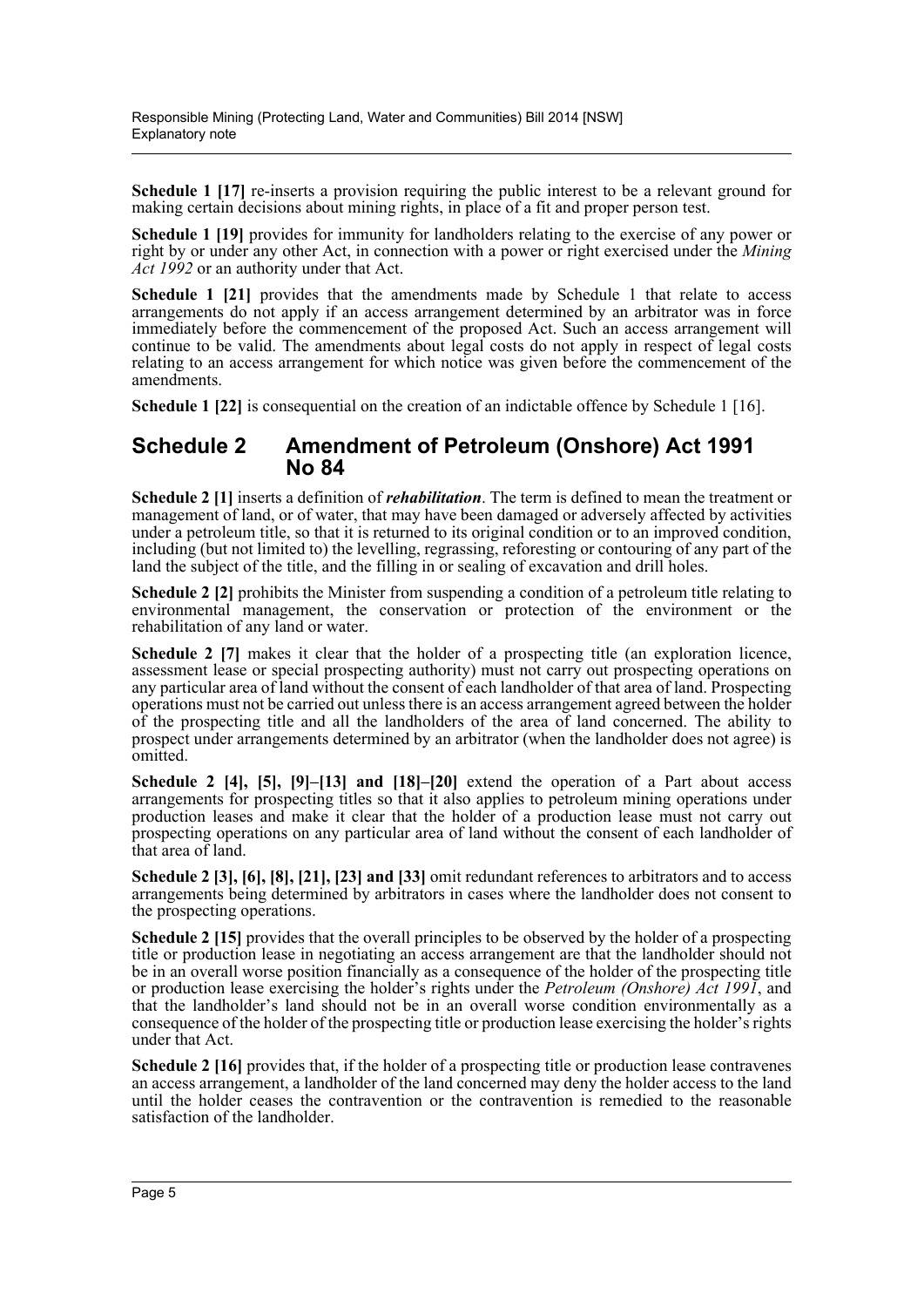**Schedule 1 [17]** re-inserts a provision requiring the public interest to be a relevant ground for making certain decisions about mining rights, in place of a fit and proper person test.

**Schedule 1 [19]** provides for immunity for landholders relating to the exercise of any power or right by or under any other Act, in connection with a power or right exercised under the *Mining Act 1992* or an authority under that Act.

**Schedule 1 [21]** provides that the amendments made by Schedule 1 that relate to access arrangements do not apply if an access arrangement determined by an arbitrator was in force immediately before the commencement of the proposed Act. Such an access arrangement will continue to be valid. The amendments about legal costs do not apply in respect of legal costs relating to an access arrangement for which notice was given before the commencement of the amendments.

**Schedule 1 [22]** is consequential on the creation of an indictable offence by Schedule 1 [16].

## Schedule 2 Amendment of Petroleum (Onshore) Act 1991 No 84

**Schedule 2 [1]** inserts a definition of ***rehabilitation***. The term is defined to mean the treatment or management of land, or of water, that may have been damaged or adversely affected by activities under a petroleum title, so that it is returned to its original condition or to an improved condition, including (but not limited to) the levelling, regrassing, reforesting or contouring of any part of the land the subject of the title, and the filling in or sealing of excavation and drill holes.

**Schedule 2 [2]** prohibits the Minister from suspending a condition of a petroleum title relating to environmental management, the conservation or protection of the environment or the rehabilitation of any land or water.

**Schedule 2 [7]** makes it clear that the holder of a prospecting title (an exploration licence, assessment lease or special prospecting authority) must not carry out prospecting operations on any particular area of land without the consent of each landholder of that area of land. Prospecting operations must not be carried out unless there is an access arrangement agreed between the holder of the prospecting title and all the landholders of the area of land concerned. The ability to prospect under arrangements determined by an arbitrator (when the landholder does not agree) is omitted.

**Schedule 2 [4], [5], [9]–[13] and [18]–[20]** extend the operation of a Part about access arrangements for prospecting titles so that it also applies to petroleum mining operations under production leases and make it clear that the holder of a production lease must not carry out prospecting operations on any particular area of land without the consent of each landholder of that area of land.

**Schedule 2 [3], [6], [8], [21], [23] and [33]** omit redundant references to arbitrators and to access arrangements being determined by arbitrators in cases where the landholder does not consent to the prospecting operations.

**Schedule 2 [15]** provides that the overall principles to be observed by the holder of a prospecting title or production lease in negotiating an access arrangement are that the landholder should not be in an overall worse position financially as a consequence of the holder of the prospecting title or production lease exercising the holder's rights under the *Petroleum (Onshore) Act 1991*, and that the landholder's land should not be in an overall worse condition environmentally as a consequence of the holder of the prospecting title or production lease exercising the holder's rights under that Act.

**Schedule 2 [16]** provides that, if the holder of a prospecting title or production lease contravenes an access arrangement, a landholder of the land concerned may deny the holder access to the land until the holder ceases the contravention or the contravention is remedied to the reasonable satisfaction of the landholder.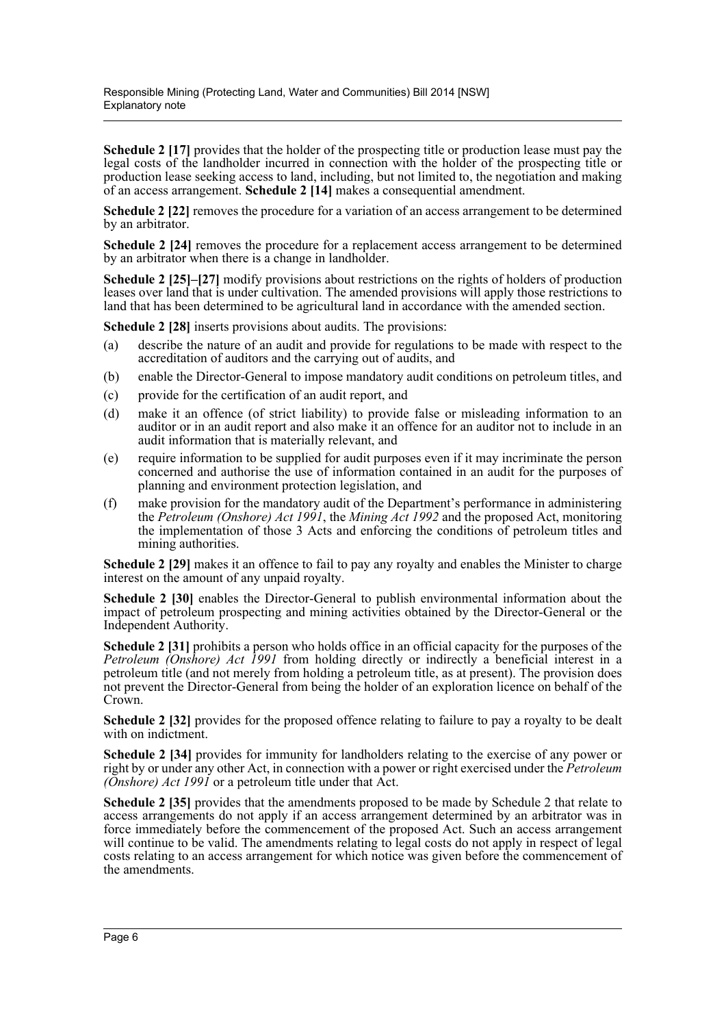**Schedule 2 [17]** provides that the holder of the prospecting title or production lease must pay the legal costs of the landholder incurred in connection with the holder of the prospecting title or production lease seeking access to land, including, but not limited to, the negotiation and making of an access arrangement. **Schedule 2 [14]** makes a consequential amendment.

**Schedule 2 [22]** removes the procedure for a variation of an access arrangement to be determined by an arbitrator.

**Schedule 2 [24]** removes the procedure for a replacement access arrangement to be determined by an arbitrator when there is a change in landholder.

**Schedule 2 [25]–[27]** modify provisions about restrictions on the rights of holders of production leases over land that is under cultivation. The amended provisions will apply those restrictions to land that has been determined to be agricultural land in accordance with the amended section.

**Schedule 2 [28]** inserts provisions about audits. The provisions:

(a) describe the nature of an audit and provide for regulations to be made with respect to the accreditation of auditors and the carrying out of audits, and

(b) enable the Director-General to impose mandatory audit conditions on petroleum titles, and

(c) provide for the certification of an audit report, and

(d) make it an offence (of strict liability) to provide false or misleading information to an auditor or in an audit report and also make it an offence for an auditor not to include in an audit information that is materially relevant, and

(e) require information to be supplied for audit purposes even if it may incriminate the person concerned and authorise the use of information contained in an audit for the purposes of planning and environment protection legislation, and

(f) make provision for the mandatory audit of the Department's performance in administering the *Petroleum (Onshore) Act 1991*, the *Mining Act 1992* and the proposed Act, monitoring the implementation of those 3 Acts and enforcing the conditions of petroleum titles and mining authorities.

**Schedule 2 [29]** makes it an offence to fail to pay any royalty and enables the Minister to charge interest on the amount of any unpaid royalty.

**Schedule 2 [30]** enables the Director-General to publish environmental information about the impact of petroleum prospecting and mining activities obtained by the Director-General or the Independent Authority.

**Schedule 2 [31]** prohibits a person who holds office in an official capacity for the purposes of the *Petroleum (Onshore) Act 1991* from holding directly or indirectly a beneficial interest in a petroleum title (and not merely from holding a petroleum title, as at present). The provision does not prevent the Director-General from being the holder of an exploration licence on behalf of the Crown.

**Schedule 2 [32]** provides for the proposed offence relating to failure to pay a royalty to be dealt with on indictment.

**Schedule 2 [34]** provides for immunity for landholders relating to the exercise of any power or right by or under any other Act, in connection with a power or right exercised under the *Petroleum (Onshore) Act 1991* or a petroleum title under that Act.

**Schedule 2 [35]** provides that the amendments proposed to be made by Schedule 2 that relate to access arrangements do not apply if an access arrangement determined by an arbitrator was in force immediately before the commencement of the proposed Act. Such an access arrangement will continue to be valid. The amendments relating to legal costs do not apply in respect of legal costs relating to an access arrangement for which notice was given before the commencement of the amendments.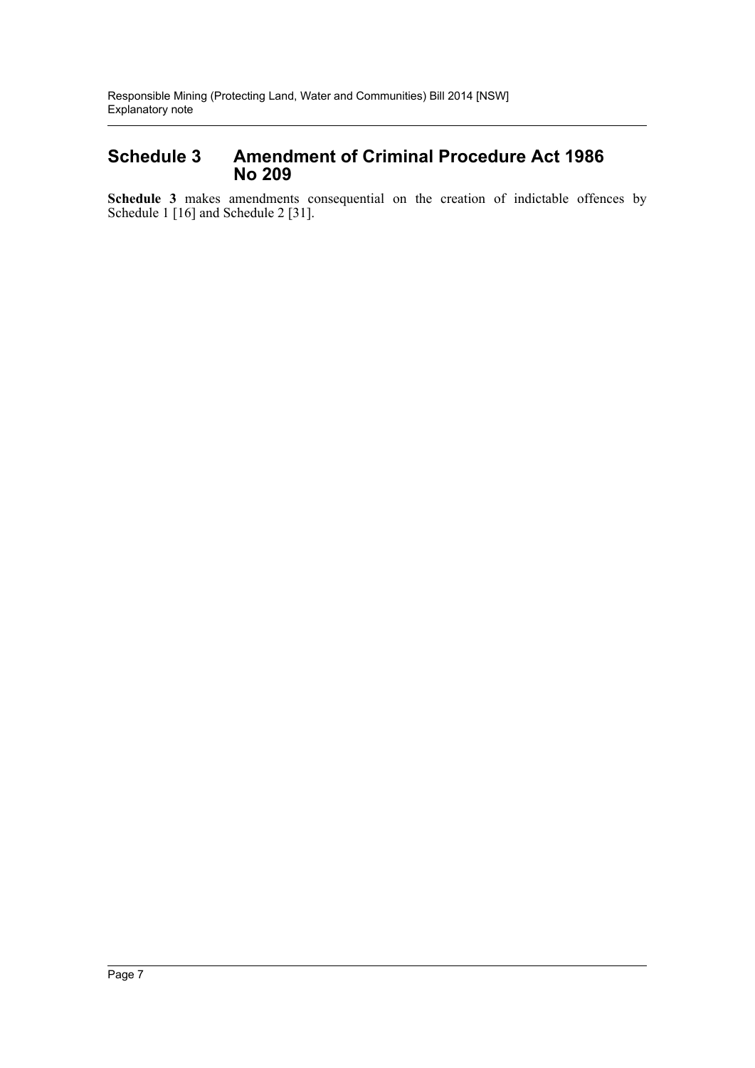## Schedule 3 Amendment of Criminal Procedure Act 1986 No 209

**Schedule 3** makes amendments consequential on the creation of indictable offences by Schedule 1 [16] and Schedule 2 [31].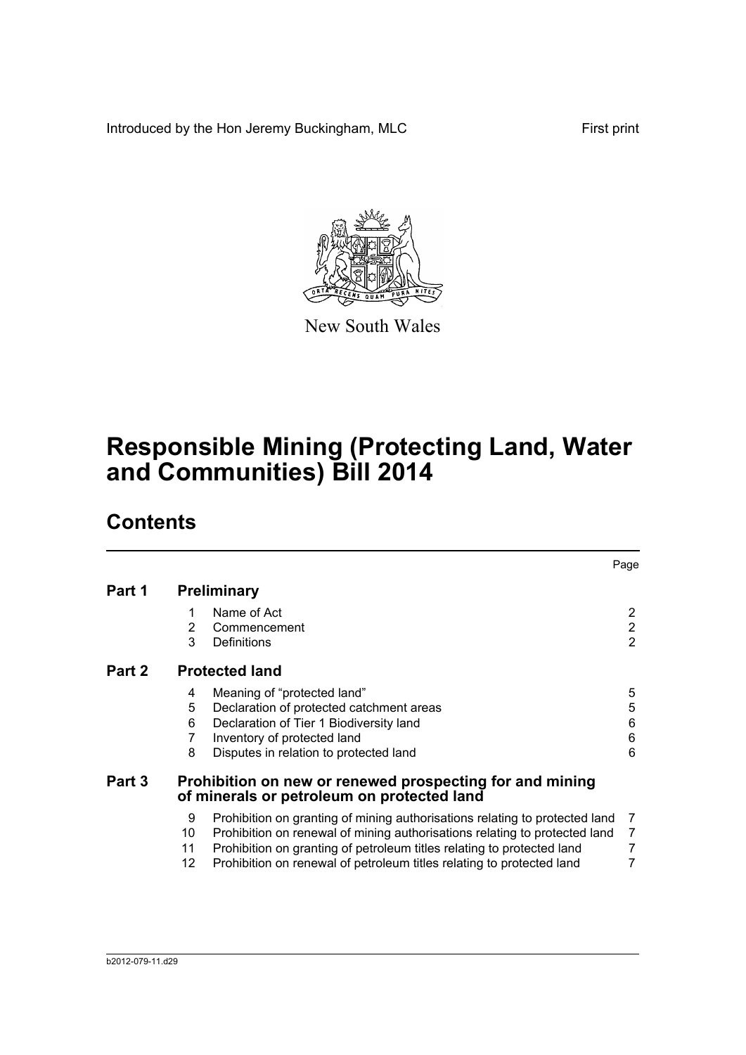Introduced by the Hon Jeremy Buckingham, MLC

First print

New South Wales

# Responsible Mining (Protecting Land, Water and Communities) Bill 2014

## Contents

| | | | Page |
|---|---|---|---|
| **Part 1** | **Preliminary** | | |
| | 1 | Name of Act | 2 |
| | 2 | Commencement | 2 |
| | 3 | Definitions | 2 |
| **Part 2** | **Protected land** | | |
| | 4 | Meaning of "protected land" | 5 |
| | 5 | Declaration of protected catchment areas | 5 |
| | 6 | Declaration of Tier 1 Biodiversity land | 6 |
| | 7 | Inventory of protected land | 6 |
| | 8 | Disputes in relation to protected land | 6 |
| **Part 3** | **Prohibition on new or renewed prospecting for and mining of minerals or petroleum on protected land** | | |
| | 9 | Prohibition on granting of mining authorisations relating to protected land | 7 |
| | 10 | Prohibition on renewal of mining authorisations relating to protected land | 7 |
| | 11 | Prohibition on granting of petroleum titles relating to protected land | 7 |
| | 12 | Prohibition on renewal of petroleum titles relating to protected land | 7 |

b2012-079-11.d29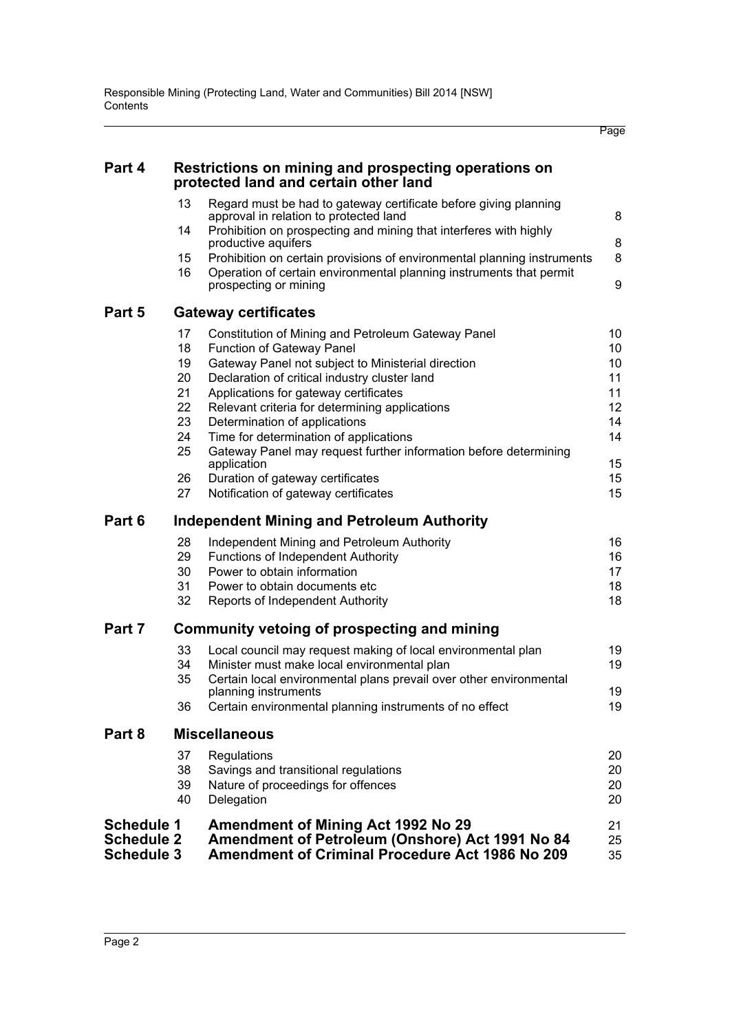| | | | Page |
|---|---|---|---|
| **Part 4** | | **Restrictions on mining and prospecting operations on protected land and certain other land** | |
| | 13 | Regard must be had to gateway certificate before giving planning approval in relation to protected land | 8 |
| | 14 | Prohibition on prospecting and mining that interferes with highly productive aquifers | 8 |
| | 15 | Prohibition on certain provisions of environmental planning instruments | 8 |
| | 16 | Operation of certain environmental planning instruments that permit prospecting or mining | 9 |
| **Part 5** | | **Gateway certificates** | |
| | 17 | Constitution of Mining and Petroleum Gateway Panel | 10 |
| | 18 | Function of Gateway Panel | 10 |
| | 19 | Gateway Panel not subject to Ministerial direction | 10 |
| | 20 | Declaration of critical industry cluster land | 11 |
| | 21 | Applications for gateway certificates | 11 |
| | 22 | Relevant criteria for determining applications | 12 |
| | 23 | Determination of applications | 14 |
| | 24 | Time for determination of applications | 14 |
| | 25 | Gateway Panel may request further information before determining application | 15 |
| | 26 | Duration of gateway certificates | 15 |
| | 27 | Notification of gateway certificates | 15 |
| **Part 6** | | **Independent Mining and Petroleum Authority** | |
| | 28 | Independent Mining and Petroleum Authority | 16 |
| | 29 | Functions of Independent Authority | 16 |
| | 30 | Power to obtain information | 17 |
| | 31 | Power to obtain documents etc | 18 |
| | 32 | Reports of Independent Authority | 18 |
| **Part 7** | | **Community vetoing of prospecting and mining** | |
| | 33 | Local council may request making of local environmental plan | 19 |
| | 34 | Minister must make local environmental plan | 19 |
| | 35 | Certain local environmental plans prevail over other environmental planning instruments | 19 |
| | 36 | Certain environmental planning instruments of no effect | 19 |
| **Part 8** | | **Miscellaneous** | |
| | 37 | Regulations | 20 |
| | 38 | Savings and transitional regulations | 20 |
| | 39 | Nature of proceedings for offences | 20 |
| | 40 | Delegation | 20 |
| **Schedule 1** | | **Amendment of Mining Act 1992 No 29** | 21 |
| **Schedule 2** | | **Amendment of Petroleum (Onshore) Act 1991 No 84** | 25 |
| **Schedule 3** | | **Amendment of Criminal Procedure Act 1986 No 209** | 35 |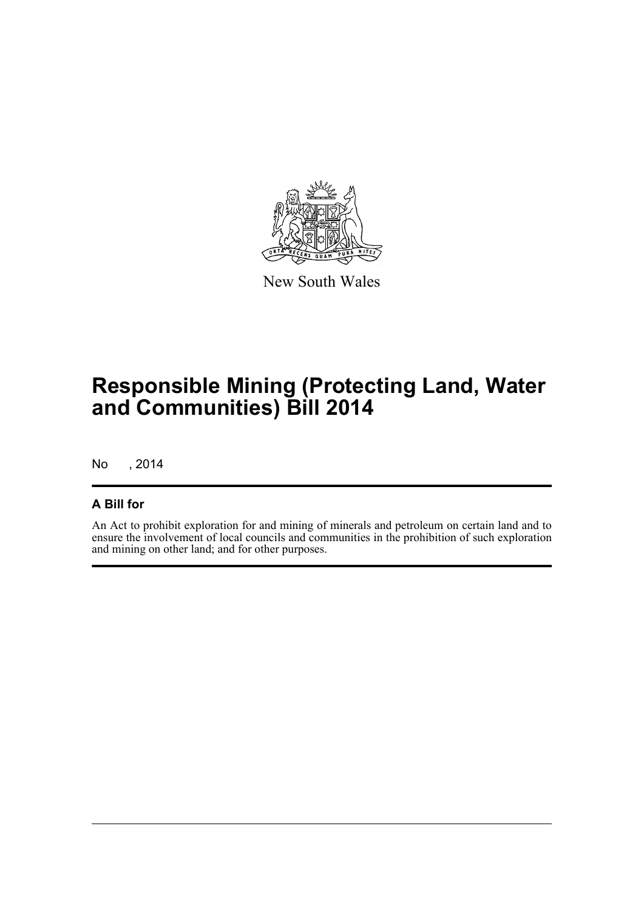New South Wales

# Responsible Mining (Protecting Land, Water and Communities) Bill 2014

No , 2014

## A Bill for

An Act to prohibit exploration for and mining of minerals and petroleum on certain land and to ensure the involvement of local councils and communities in the prohibition of such exploration and mining on other land; and for other purposes.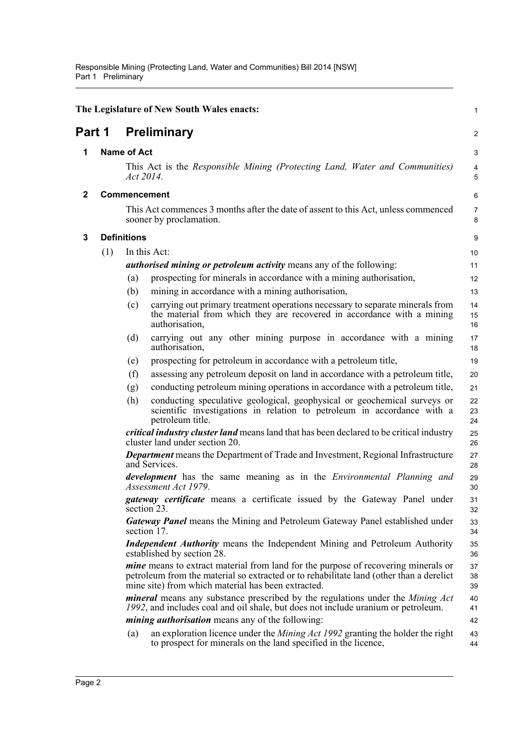The Legislature of New South Wales enacts:

# Part 1 Preliminary

## 1 Name of Act

This Act is the *Responsible Mining (Protecting Land, Water and Communities) Act 2014*.

## 2 Commencement

This Act commences 3 months after the date of assent to this Act, unless commenced sooner by proclamation.

## 3 Definitions

(1) In this Act:

***authorised mining or petroleum activity*** means any of the following:

- (a) prospecting for minerals in accordance with a mining authorisation,
- (b) mining in accordance with a mining authorisation,
- (c) carrying out primary treatment operations necessary to separate minerals from the material from which they are recovered in accordance with a mining authorisation,
- (d) carrying out any other mining purpose in accordance with a mining authorisation,
- (e) prospecting for petroleum in accordance with a petroleum title,
- (f) assessing any petroleum deposit on land in accordance with a petroleum title,
- (g) conducting petroleum mining operations in accordance with a petroleum title,
- (h) conducting speculative geological, geophysical or geochemical surveys or scientific investigations in relation to petroleum in accordance with a petroleum title.

***critical industry cluster land*** means land that has been declared to be critical industry cluster land under section 20.

***Department*** means the Department of Trade and Investment, Regional Infrastructure and Services.

***development*** has the same meaning as in the *Environmental Planning and Assessment Act 1979*.

***gateway certificate*** means a certificate issued by the Gateway Panel under section 23.

***Gateway Panel*** means the Mining and Petroleum Gateway Panel established under section 17.

***Independent Authority*** means the Independent Mining and Petroleum Authority established by section 28.

***mine*** means to extract material from land for the purpose of recovering minerals or petroleum from the material so extracted or to rehabilitate land (other than a derelict mine site) from which material has been extracted.

***mineral*** means any substance prescribed by the regulations under the *Mining Act 1992*, and includes coal and oil shale, but does not include uranium or petroleum.

***mining authorisation*** means any of the following:

- (a) an exploration licence under the *Mining Act 1992* granting the holder the right to prospect for minerals on the land specified in the licence,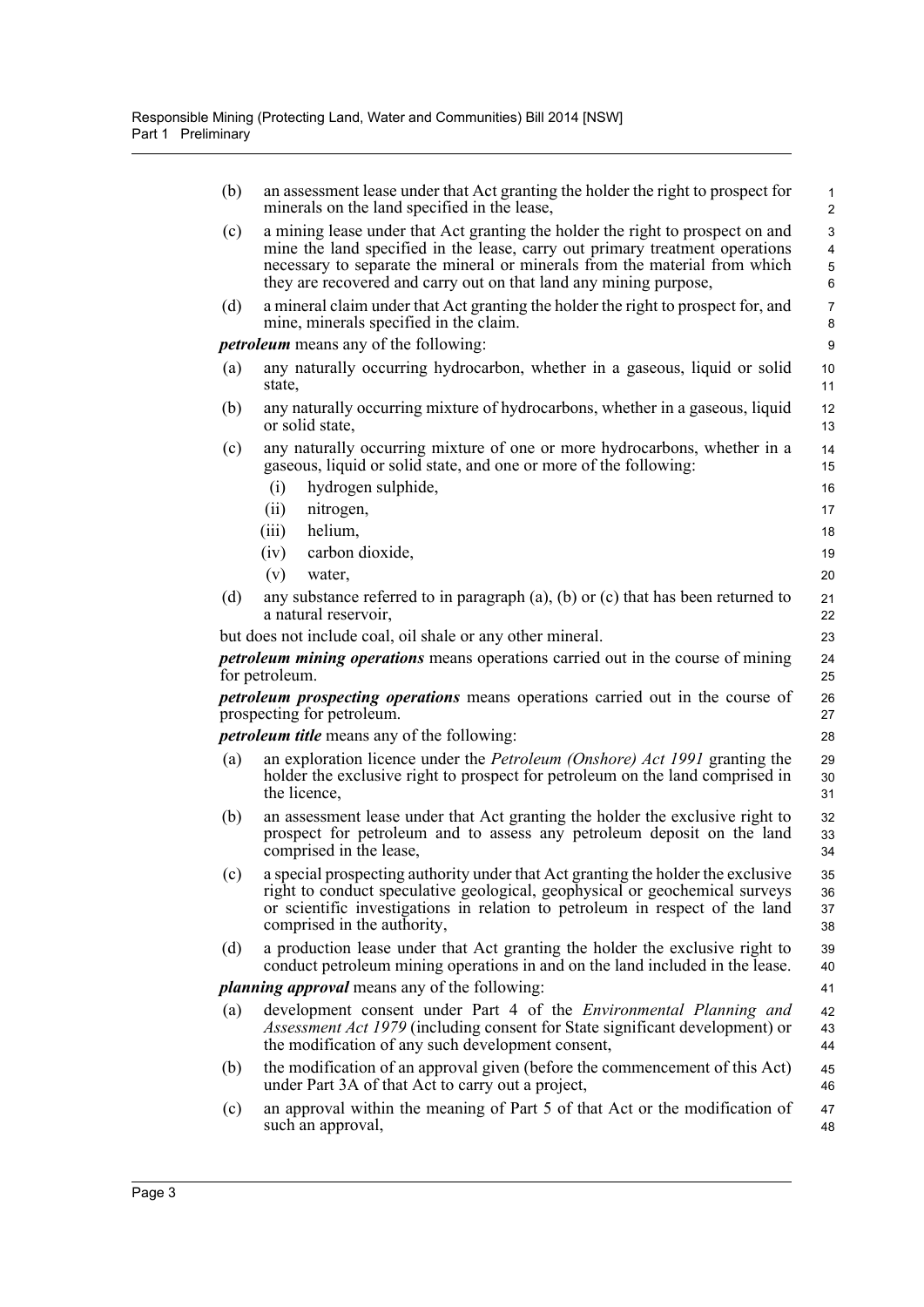(b) an assessment lease under that Act granting the holder the right to prospect for minerals on the land specified in the lease,

(c) a mining lease under that Act granting the holder the right to prospect on and mine the land specified in the lease, carry out primary treatment operations necessary to separate the mineral or minerals from the material from which they are recovered and carry out on that land any mining purpose,

(d) a mineral claim under that Act granting the holder the right to prospect for, and mine, minerals specified in the claim.

***petroleum*** means any of the following:

(a) any naturally occurring hydrocarbon, whether in a gaseous, liquid or solid state,

(b) any naturally occurring mixture of hydrocarbons, whether in a gaseous, liquid or solid state,

(c) any naturally occurring mixture of one or more hydrocarbons, whether in a gaseous, liquid or solid state, and one or more of the following:

  (i) hydrogen sulphide,

  (ii) nitrogen,

  (iii) helium,

  (iv) carbon dioxide,

  (v) water,

(d) any substance referred to in paragraph (a), (b) or (c) that has been returned to a natural reservoir,

but does not include coal, oil shale or any other mineral.

***petroleum mining operations*** means operations carried out in the course of mining for petroleum.

***petroleum prospecting operations*** means operations carried out in the course of prospecting for petroleum.

***petroleum title*** means any of the following:

(a) an exploration licence under the *Petroleum (Onshore) Act 1991* granting the holder the exclusive right to prospect for petroleum on the land comprised in the licence,

(b) an assessment lease under that Act granting the holder the exclusive right to prospect for petroleum and to assess any petroleum deposit on the land comprised in the lease,

(c) a special prospecting authority under that Act granting the holder the exclusive right to conduct speculative geological, geophysical or geochemical surveys or scientific investigations in relation to petroleum in respect of the land comprised in the authority,

(d) a production lease under that Act granting the holder the exclusive right to conduct petroleum mining operations in and on the land included in the lease.

***planning approval*** means any of the following:

(a) development consent under Part 4 of the *Environmental Planning and Assessment Act 1979* (including consent for State significant development) or the modification of any such development consent,

(b) the modification of an approval given (before the commencement of this Act) under Part 3A of that Act to carry out a project,

(c) an approval within the meaning of Part 5 of that Act or the modification of such an approval,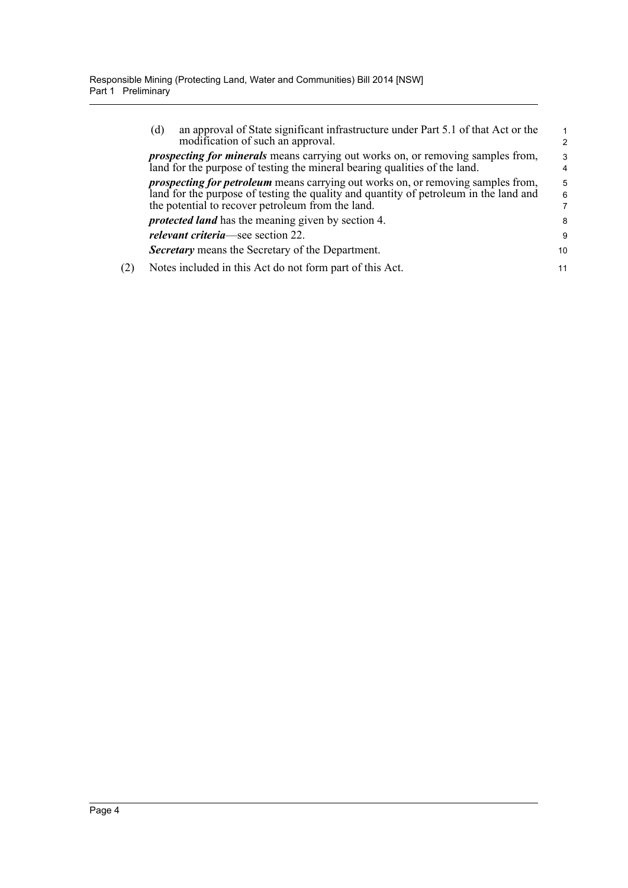(d) an approval of State significant infrastructure under Part 5.1 of that Act or the modification of such an approval.

***prospecting for minerals*** means carrying out works on, or removing samples from, land for the purpose of testing the mineral bearing qualities of the land.

***prospecting for petroleum*** means carrying out works on, or removing samples from, land for the purpose of testing the quality and quantity of petroleum in the land and the potential to recover petroleum from the land.

***protected land*** has the meaning given by section 4.

***relevant criteria***—see section 22.

***Secretary*** means the Secretary of the Department.

(2) Notes included in this Act do not form part of this Act.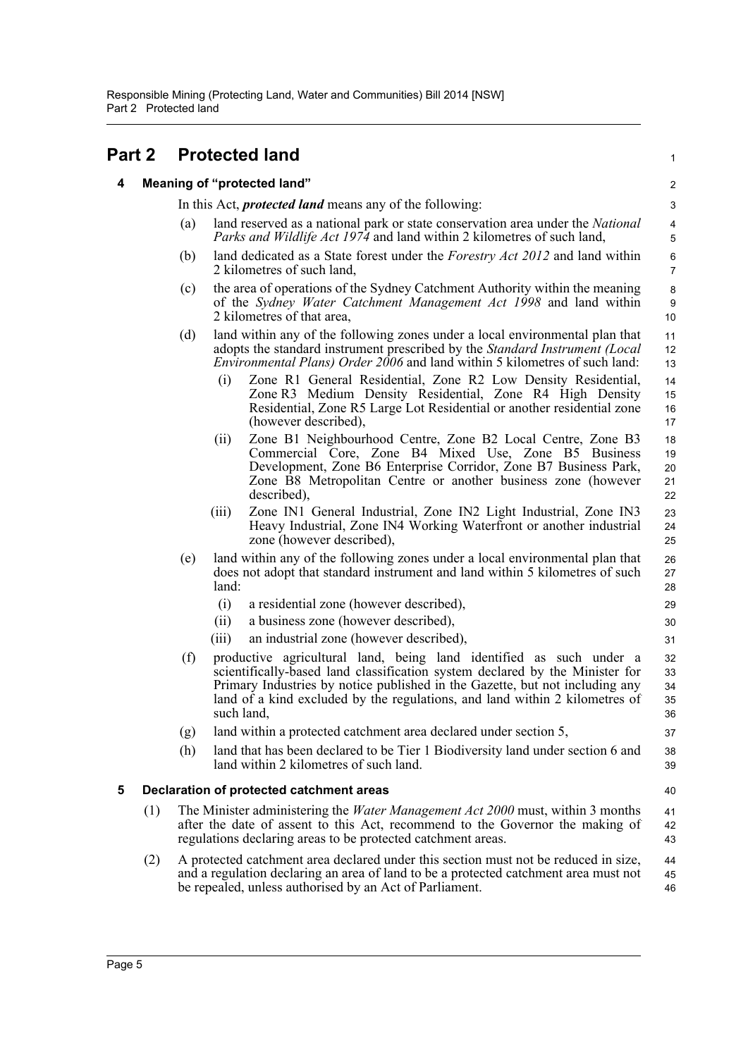# Part 2 Protected land

## 4 Meaning of "protected land"

In this Act, ***protected land*** means any of the following:

(a) land reserved as a national park or state conservation area under the *National Parks and Wildlife Act 1974* and land within 2 kilometres of such land,

(b) land dedicated as a State forest under the *Forestry Act 2012* and land within 2 kilometres of such land,

(c) the area of operations of the Sydney Catchment Authority within the meaning of the *Sydney Water Catchment Management Act 1998* and land within 2 kilometres of that area,

(d) land within any of the following zones under a local environmental plan that adopts the standard instrument prescribed by the *Standard Instrument (Local Environmental Plans) Order 2006* and land within 5 kilometres of such land:

- (i) Zone R1 General Residential, Zone R2 Low Density Residential, Zone R3 Medium Density Residential, Zone R4 High Density Residential, Zone R5 Large Lot Residential or another residential zone (however described),
- (ii) Zone B1 Neighbourhood Centre, Zone B2 Local Centre, Zone B3 Commercial Core, Zone B4 Mixed Use, Zone B5 Business Development, Zone B6 Enterprise Corridor, Zone B7 Business Park, Zone B8 Metropolitan Centre or another business zone (however described),
- (iii) Zone IN1 General Industrial, Zone IN2 Light Industrial, Zone IN3 Heavy Industrial, Zone IN4 Working Waterfront or another industrial zone (however described),

(e) land within any of the following zones under a local environmental plan that does not adopt that standard instrument and land within 5 kilometres of such land:

- (i) a residential zone (however described),
- (ii) a business zone (however described),
- (iii) an industrial zone (however described),

(f) productive agricultural land, being land identified as such under a scientifically-based land classification system declared by the Minister for Primary Industries by notice published in the Gazette, but not including any land of a kind excluded by the regulations, and land within 2 kilometres of such land,

(g) land within a protected catchment area declared under section 5,

(h) land that has been declared to be Tier 1 Biodiversity land under section 6 and land within 2 kilometres of such land.

## 5 Declaration of protected catchment areas

(1) The Minister administering the *Water Management Act 2000* must, within 3 months after the date of assent to this Act, recommend to the Governor the making of regulations declaring areas to be protected catchment areas.

(2) A protected catchment area declared under this section must not be reduced in size, and a regulation declaring an area of land to be a protected catchment area must not be repealed, unless authorised by an Act of Parliament.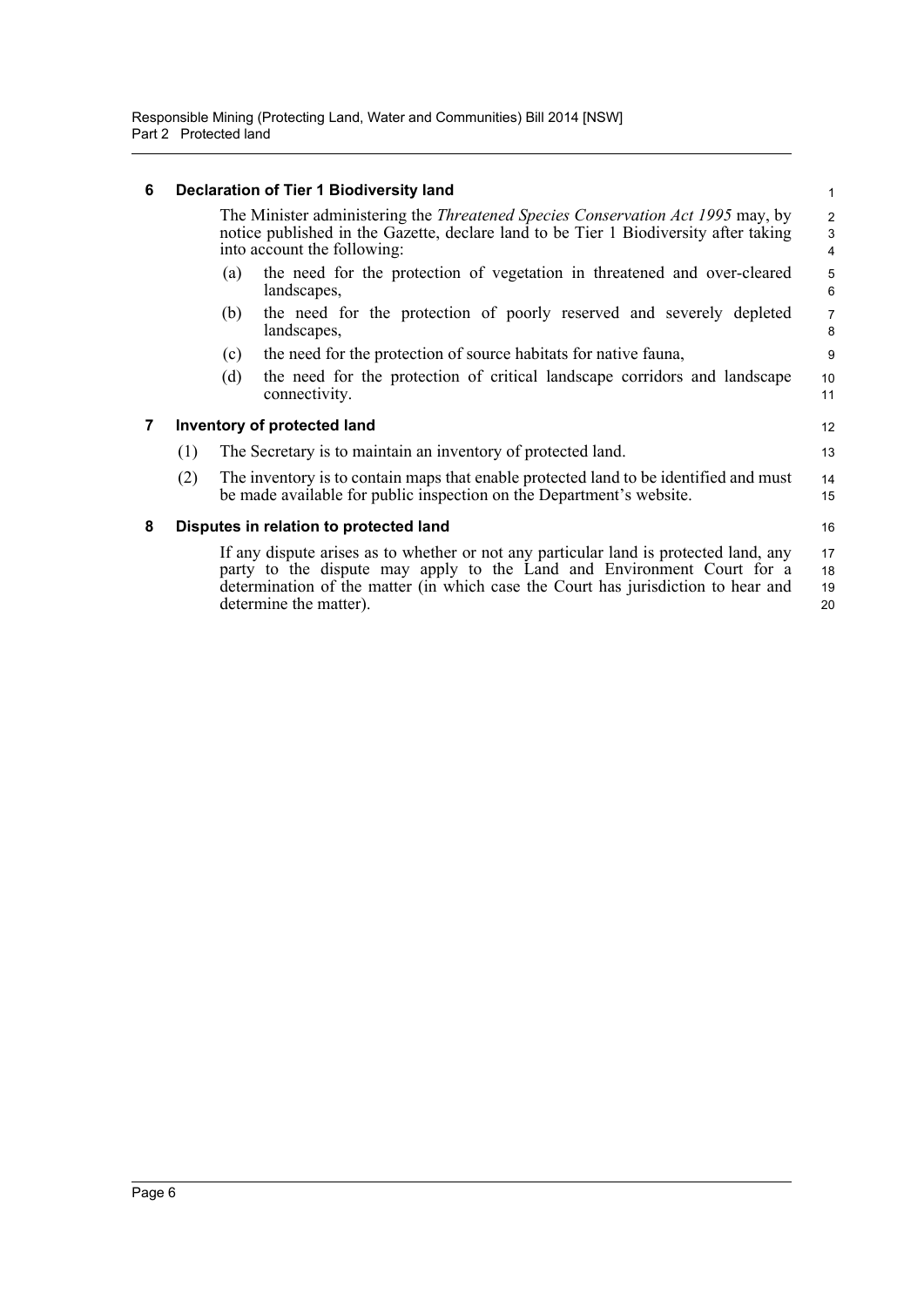### 6 Declaration of Tier 1 Biodiversity land

The Minister administering the *Threatened Species Conservation Act 1995* may, by notice published in the Gazette, declare land to be Tier 1 Biodiversity after taking into account the following:

(a) the need for the protection of vegetation in threatened and over-cleared landscapes,

(b) the need for the protection of poorly reserved and severely depleted landscapes,

(c) the need for the protection of source habitats for native fauna,

(d) the need for the protection of critical landscape corridors and landscape connectivity.

### 7 Inventory of protected land

(1) The Secretary is to maintain an inventory of protected land.

(2) The inventory is to contain maps that enable protected land to be identified and must be made available for public inspection on the Department's website.

### 8 Disputes in relation to protected land

If any dispute arises as to whether or not any particular land is protected land, any party to the dispute may apply to the Land and Environment Court for a determination of the matter (in which case the Court has jurisdiction to hear and determine the matter).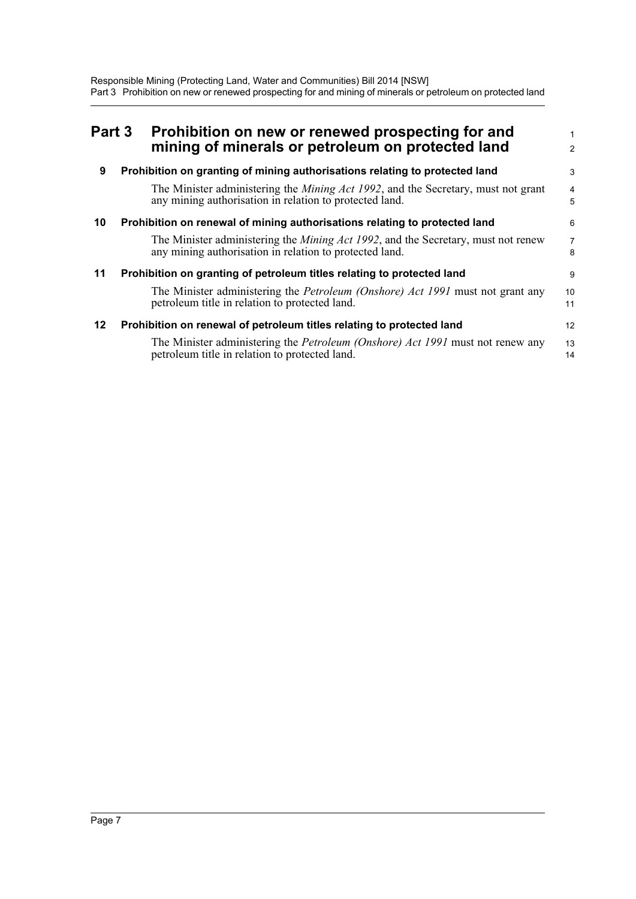# Part 3 Prohibition on new or renewed prospecting for and mining of minerals or petroleum on protected land

## 9 Prohibition on granting of mining authorisations relating to protected land

The Minister administering the *Mining Act 1992*, and the Secretary, must not grant any mining authorisation in relation to protected land.

## 10 Prohibition on renewal of mining authorisations relating to protected land

The Minister administering the *Mining Act 1992*, and the Secretary, must not renew any mining authorisation in relation to protected land.

## 11 Prohibition on granting of petroleum titles relating to protected land

The Minister administering the *Petroleum (Onshore) Act 1991* must not grant any petroleum title in relation to protected land.

## 12 Prohibition on renewal of petroleum titles relating to protected land

The Minister administering the *Petroleum (Onshore) Act 1991* must not renew any petroleum title in relation to protected land.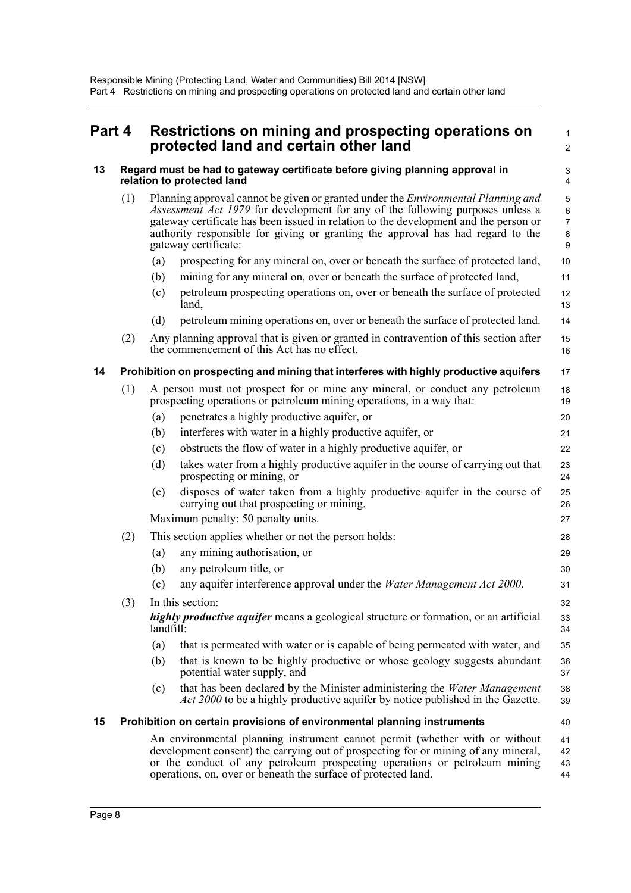# Part 4 Restrictions on mining and prospecting operations on protected land and certain other land

## 13 Regard must be had to gateway certificate before giving planning approval in relation to protected land

(1) Planning approval cannot be given or granted under the *Environmental Planning and Assessment Act 1979* for development for any of the following purposes unless a gateway certificate has been issued in relation to the development and the person or authority responsible for giving or granting the approval has had regard to the gateway certificate:

- (a) prospecting for any mineral on, over or beneath the surface of protected land,
- (b) mining for any mineral on, over or beneath the surface of protected land,
- (c) petroleum prospecting operations on, over or beneath the surface of protected land,
- (d) petroleum mining operations on, over or beneath the surface of protected land.

(2) Any planning approval that is given or granted in contravention of this section after the commencement of this Act has no effect.

## 14 Prohibition on prospecting and mining that interferes with highly productive aquifers

(1) A person must not prospect for or mine any mineral, or conduct any petroleum prospecting operations or petroleum mining operations, in a way that:

- (a) penetrates a highly productive aquifer, or
- (b) interferes with water in a highly productive aquifer, or
- (c) obstructs the flow of water in a highly productive aquifer, or
- (d) takes water from a highly productive aquifer in the course of carrying out that prospecting or mining, or
- (e) disposes of water taken from a highly productive aquifer in the course of carrying out that prospecting or mining.

Maximum penalty: 50 penalty units.

(2) This section applies whether or not the person holds:

- (a) any mining authorisation, or
- (b) any petroleum title, or
- (c) any aquifer interference approval under the *Water Management Act 2000*.

(3) In this section:

***highly productive aquifer*** means a geological structure or formation, or an artificial landfill:

- (a) that is permeated with water or is capable of being permeated with water, and
- (b) that is known to be highly productive or whose geology suggests abundant potential water supply, and
- (c) that has been declared by the Minister administering the *Water Management Act 2000* to be a highly productive aquifer by notice published in the Gazette.

## 15 Prohibition on certain provisions of environmental planning instruments

An environmental planning instrument cannot permit (whether with or without development consent) the carrying out of prospecting for or mining of any mineral, or the conduct of any petroleum prospecting operations or petroleum mining operations, on, over or beneath the surface of protected land.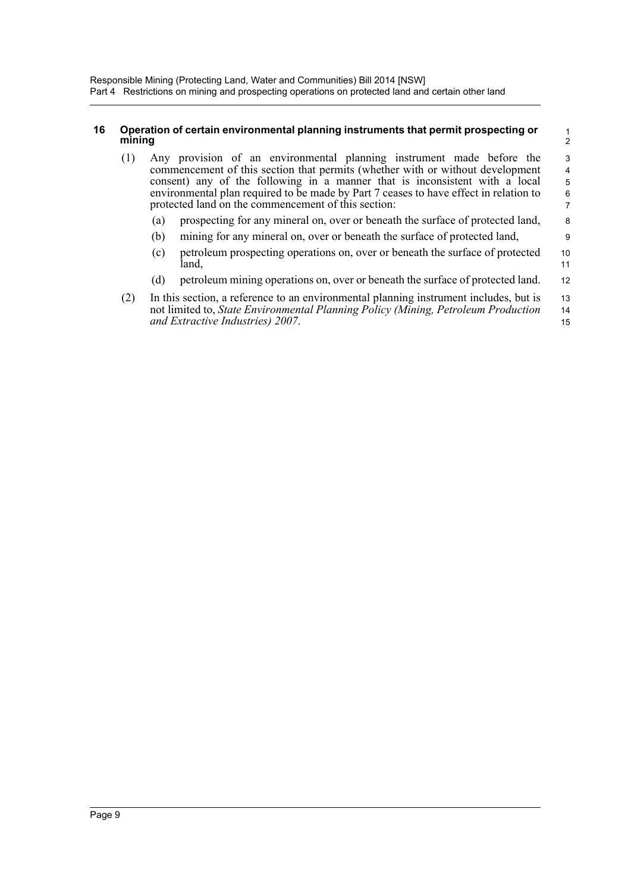#### 16 Operation of certain environmental planning instruments that permit prospecting or mining

(1) Any provision of an environmental planning instrument made before the commencement of this section that permits (whether with or without development consent) any of the following in a manner that is inconsistent with a local environmental plan required to be made by Part 7 ceases to have effect in relation to protected land on the commencement of this section:

(a) prospecting for any mineral on, over or beneath the surface of protected land,

(b) mining for any mineral on, over or beneath the surface of protected land,

(c) petroleum prospecting operations on, over or beneath the surface of protected land,

(d) petroleum mining operations on, over or beneath the surface of protected land.

(2) In this section, a reference to an environmental planning instrument includes, but is not limited to, *State Environmental Planning Policy (Mining, Petroleum Production and Extractive Industries) 2007*.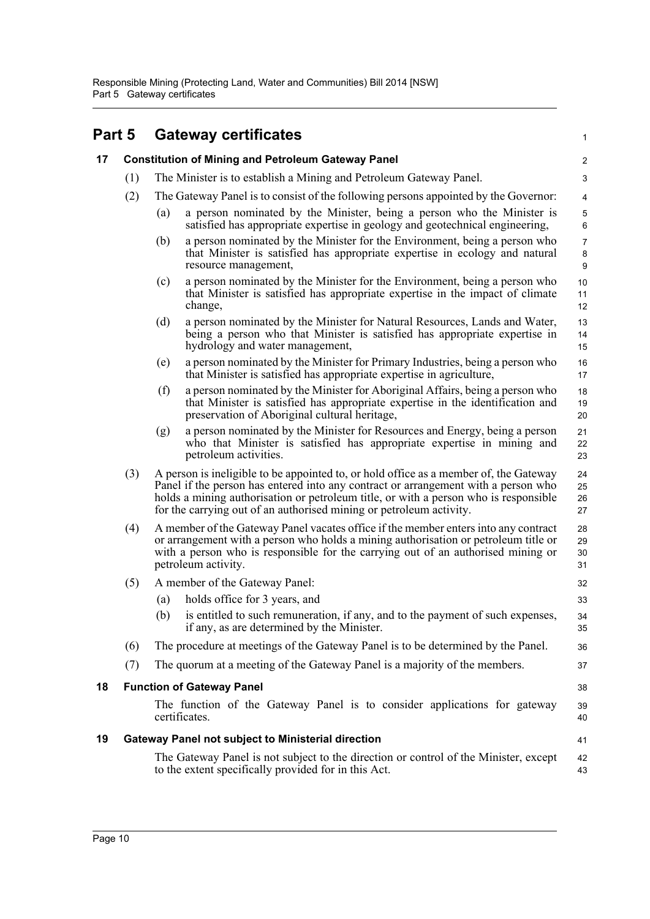# Part 5 Gateway certificates

## 17 Constitution of Mining and Petroleum Gateway Panel

(1) The Minister is to establish a Mining and Petroleum Gateway Panel.

(2) The Gateway Panel is to consist of the following persons appointed by the Governor:

(a) a person nominated by the Minister, being a person who the Minister is satisfied has appropriate expertise in geology and geotechnical engineering,

(b) a person nominated by the Minister for the Environment, being a person who that Minister is satisfied has appropriate expertise in ecology and natural resource management,

(c) a person nominated by the Minister for the Environment, being a person who that Minister is satisfied has appropriate expertise in the impact of climate change,

(d) a person nominated by the Minister for Natural Resources, Lands and Water, being a person who that Minister is satisfied has appropriate expertise in hydrology and water management,

(e) a person nominated by the Minister for Primary Industries, being a person who that Minister is satisfied has appropriate expertise in agriculture,

(f) a person nominated by the Minister for Aboriginal Affairs, being a person who that Minister is satisfied has appropriate expertise in the identification and preservation of Aboriginal cultural heritage,

(g) a person nominated by the Minister for Resources and Energy, being a person who that Minister is satisfied has appropriate expertise in mining and petroleum activities.

(3) A person is ineligible to be appointed to, or hold office as a member of, the Gateway Panel if the person has entered into any contract or arrangement with a person who holds a mining authorisation or petroleum title, or with a person who is responsible for the carrying out of an authorised mining or petroleum activity.

(4) A member of the Gateway Panel vacates office if the member enters into any contract or arrangement with a person who holds a mining authorisation or petroleum title or with a person who is responsible for the carrying out of an authorised mining or petroleum activity.

(5) A member of the Gateway Panel:

(a) holds office for 3 years, and

(b) is entitled to such remuneration, if any, and to the payment of such expenses, if any, as are determined by the Minister.

(6) The procedure at meetings of the Gateway Panel is to be determined by the Panel.

(7) The quorum at a meeting of the Gateway Panel is a majority of the members.

## 18 Function of Gateway Panel

The function of the Gateway Panel is to consider applications for gateway certificates.

## 19 Gateway Panel not subject to Ministerial direction

The Gateway Panel is not subject to the direction or control of the Minister, except to the extent specifically provided for in this Act.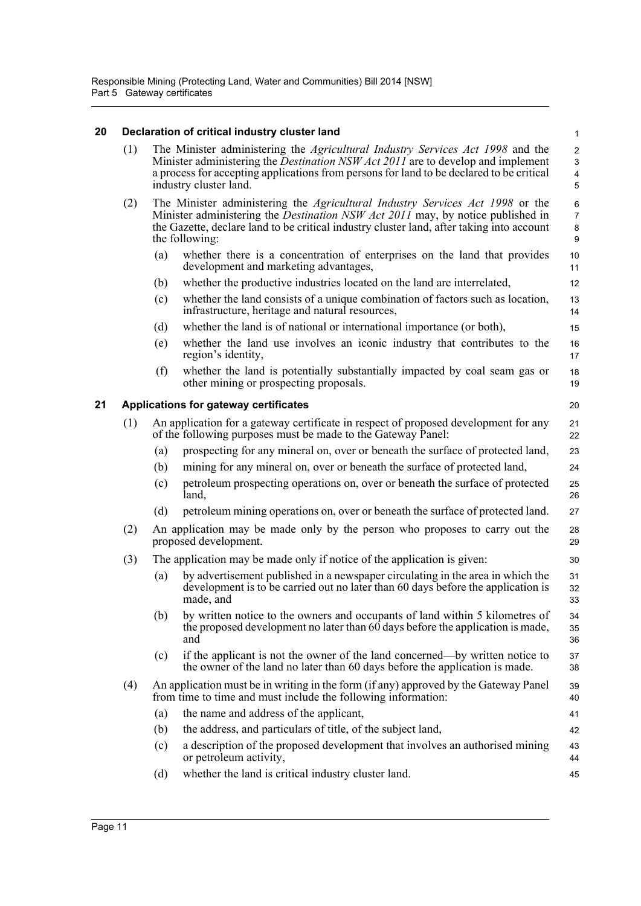## 20 Declaration of critical industry cluster land

(1) The Minister administering the *Agricultural Industry Services Act 1998* and the Minister administering the *Destination NSW Act 2011* are to develop and implement a process for accepting applications from persons for land to be declared to be critical industry cluster land.

(2) The Minister administering the *Agricultural Industry Services Act 1998* or the Minister administering the *Destination NSW Act 2011* may, by notice published in the Gazette, declare land to be critical industry cluster land, after taking into account the following:

(a) whether there is a concentration of enterprises on the land that provides development and marketing advantages,

(b) whether the productive industries located on the land are interrelated,

(c) whether the land consists of a unique combination of factors such as location, infrastructure, heritage and natural resources,

(d) whether the land is of national or international importance (or both),

(e) whether the land use involves an iconic industry that contributes to the region's identity,

(f) whether the land is potentially substantially impacted by coal seam gas or other mining or prospecting proposals.

## 21 Applications for gateway certificates

(1) An application for a gateway certificate in respect of proposed development for any of the following purposes must be made to the Gateway Panel:

(a) prospecting for any mineral on, over or beneath the surface of protected land,

(b) mining for any mineral on, over or beneath the surface of protected land,

(c) petroleum prospecting operations on, over or beneath the surface of protected land,

(d) petroleum mining operations on, over or beneath the surface of protected land.

(2) An application may be made only by the person who proposes to carry out the proposed development.

(3) The application may be made only if notice of the application is given:

(a) by advertisement published in a newspaper circulating in the area in which the development is to be carried out no later than 60 days before the application is made, and

(b) by written notice to the owners and occupants of land within 5 kilometres of the proposed development no later than 60 days before the application is made, and

(c) if the applicant is not the owner of the land concerned—by written notice to the owner of the land no later than 60 days before the application is made.

(4) An application must be in writing in the form (if any) approved by the Gateway Panel from time to time and must include the following information:

(a) the name and address of the applicant,

(b) the address, and particulars of title, of the subject land,

(c) a description of the proposed development that involves an authorised mining or petroleum activity,

(d) whether the land is critical industry cluster land.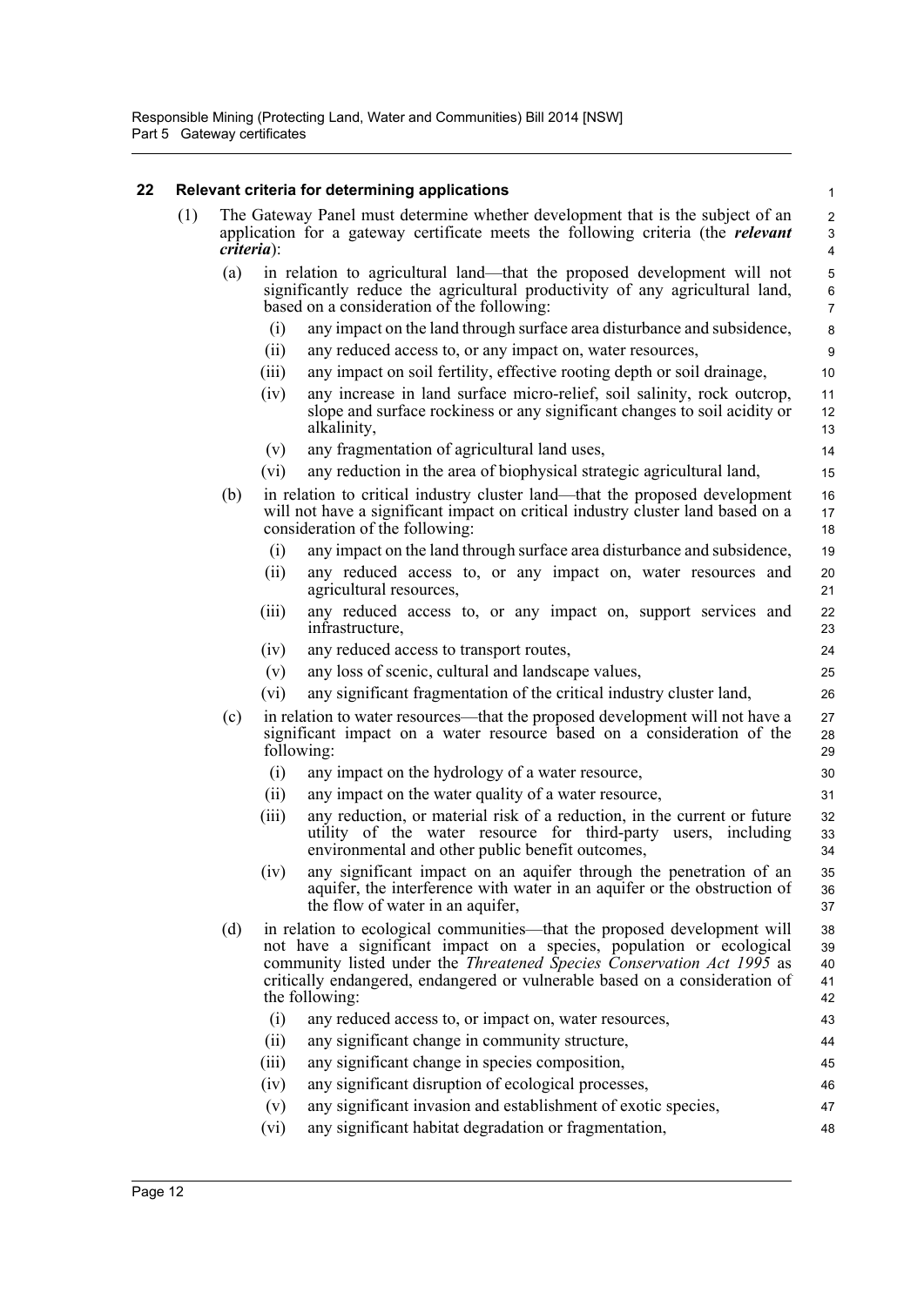## 22 Relevant criteria for determining applications

(1) The Gateway Panel must determine whether development that is the subject of an application for a gateway certificate meets the following criteria (the ***relevant criteria***):

(a) in relation to agricultural land—that the proposed development will not significantly reduce the agricultural productivity of any agricultural land, based on a consideration of the following:

- (i) any impact on the land through surface area disturbance and subsidence,
- (ii) any reduced access to, or any impact on, water resources,
- (iii) any impact on soil fertility, effective rooting depth or soil drainage,
- (iv) any increase in land surface micro-relief, soil salinity, rock outcrop, slope and surface rockiness or any significant changes to soil acidity or alkalinity,
- (v) any fragmentation of agricultural land uses,
- (vi) any reduction in the area of biophysical strategic agricultural land,

(b) in relation to critical industry cluster land—that the proposed development will not have a significant impact on critical industry cluster land based on a consideration of the following:

- (i) any impact on the land through surface area disturbance and subsidence,
- (ii) any reduced access to, or any impact on, water resources and agricultural resources,
- (iii) any reduced access to, or any impact on, support services and infrastructure,
- (iv) any reduced access to transport routes,
- (v) any loss of scenic, cultural and landscape values,
- (vi) any significant fragmentation of the critical industry cluster land,

(c) in relation to water resources—that the proposed development will not have a significant impact on a water resource based on a consideration of the following:

- (i) any impact on the hydrology of a water resource,
- (ii) any impact on the water quality of a water resource,
- (iii) any reduction, or material risk of a reduction, in the current or future utility of the water resource for third-party users, including environmental and other public benefit outcomes,
- (iv) any significant impact on an aquifer through the penetration of an aquifer, the interference with water in an aquifer or the obstruction of the flow of water in an aquifer,

(d) in relation to ecological communities—that the proposed development will not have a significant impact on a species, population or ecological community listed under the *Threatened Species Conservation Act 1995* as critically endangered, endangered or vulnerable based on a consideration of the following:

- (i) any reduced access to, or impact on, water resources,
- (ii) any significant change in community structure,
- (iii) any significant change in species composition,
- (iv) any significant disruption of ecological processes,
- (v) any significant invasion and establishment of exotic species,
- (vi) any significant habitat degradation or fragmentation,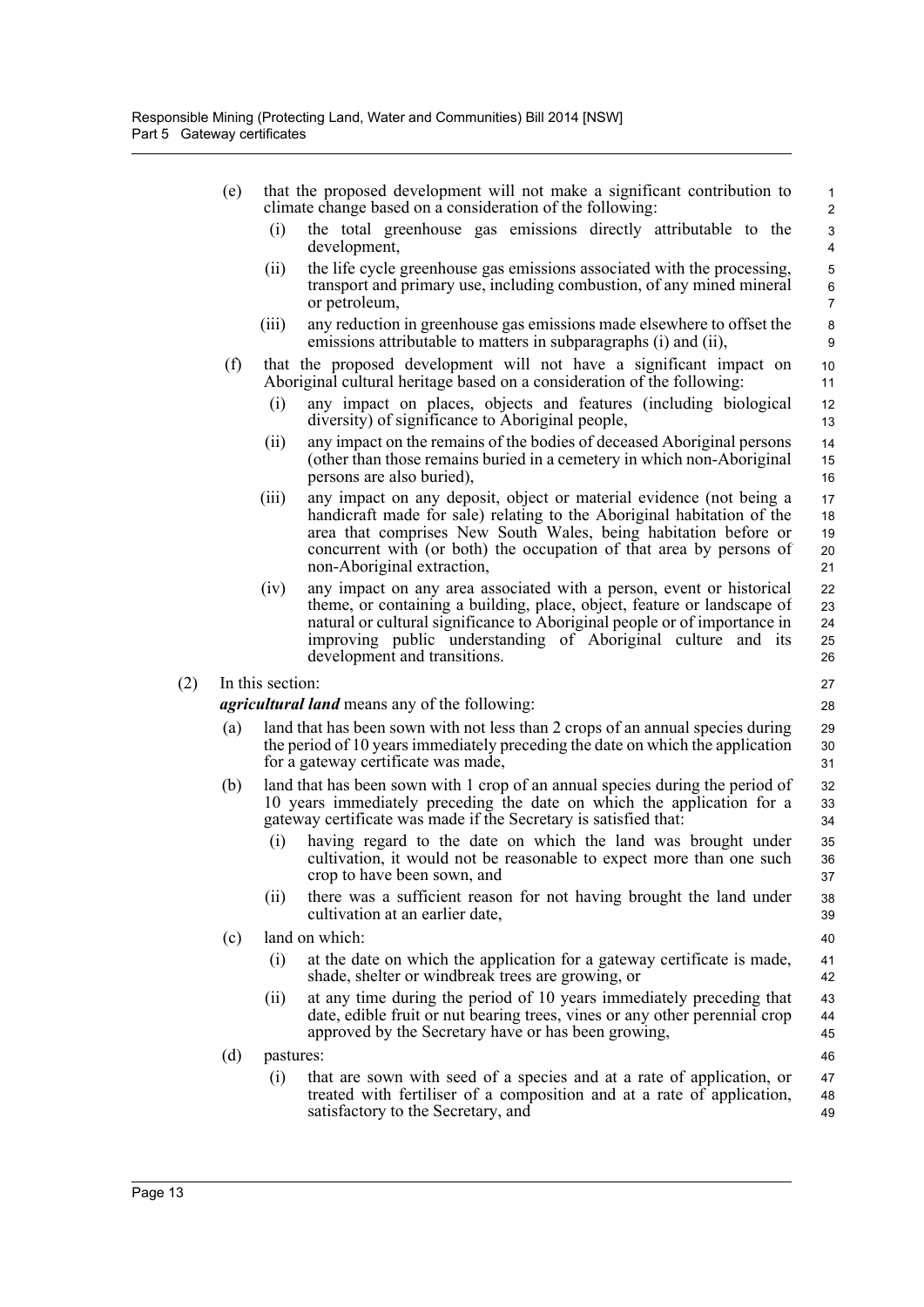(e) that the proposed development will not make a significant contribution to climate change based on a consideration of the following:

  (i) the total greenhouse gas emissions directly attributable to the development,

  (ii) the life cycle greenhouse gas emissions associated with the processing, transport and primary use, including combustion, of any mined mineral or petroleum,

  (iii) any reduction in greenhouse gas emissions made elsewhere to offset the emissions attributable to matters in subparagraphs (i) and (ii),

(f) that the proposed development will not have a significant impact on Aboriginal cultural heritage based on a consideration of the following:

  (i) any impact on places, objects and features (including biological diversity) of significance to Aboriginal people,

  (ii) any impact on the remains of the bodies of deceased Aboriginal persons (other than those remains buried in a cemetery in which non-Aboriginal persons are also buried),

  (iii) any impact on any deposit, object or material evidence (not being a handicraft made for sale) relating to the Aboriginal habitation of the area that comprises New South Wales, being habitation before or concurrent with (or both) the occupation of that area by persons of non-Aboriginal extraction,

  (iv) any impact on any area associated with a person, event or historical theme, or containing a building, place, object, feature or landscape of natural or cultural significance to Aboriginal people or of importance in improving public understanding of Aboriginal culture and its development and transitions.

(2) In this section:

***agricultural land*** means any of the following:

(a) land that has been sown with not less than 2 crops of an annual species during the period of 10 years immediately preceding the date on which the application for a gateway certificate was made,

(b) land that has been sown with 1 crop of an annual species during the period of 10 years immediately preceding the date on which the application for a gateway certificate was made if the Secretary is satisfied that:

  (i) having regard to the date on which the land was brought under cultivation, it would not be reasonable to expect more than one such crop to have been sown, and

  (ii) there was a sufficient reason for not having brought the land under cultivation at an earlier date,

(c) land on which:

  (i) at the date on which the application for a gateway certificate is made, shade, shelter or windbreak trees are growing, or

  (ii) at any time during the period of 10 years immediately preceding that date, edible fruit or nut bearing trees, vines or any other perennial crop approved by the Secretary have or has been growing,

(d) pastures:

  (i) that are sown with seed of a species and at a rate of application, or treated with fertiliser of a composition and at a rate of application, satisfactory to the Secretary, and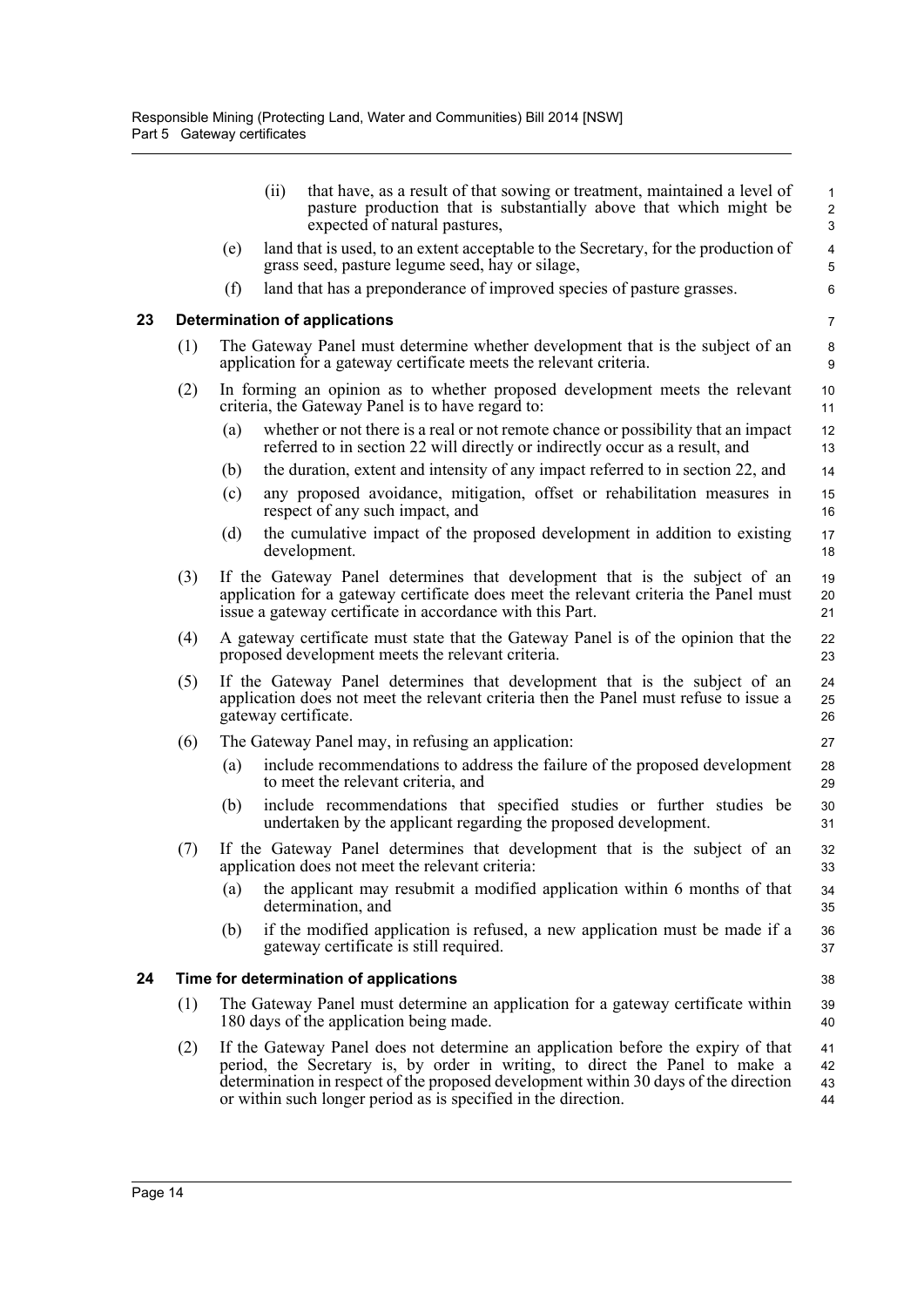(ii) that have, as a result of that sowing or treatment, maintained a level of pasture production that is substantially above that which might be expected of natural pastures,

(e) land that is used, to an extent acceptable to the Secretary, for the production of grass seed, pasture legume seed, hay or silage,

(f) land that has a preponderance of improved species of pasture grasses.

## 23 Determination of applications

(1) The Gateway Panel must determine whether development that is the subject of an application for a gateway certificate meets the relevant criteria.

(2) In forming an opinion as to whether proposed development meets the relevant criteria, the Gateway Panel is to have regard to:

(a) whether or not there is a real or not remote chance or possibility that an impact referred to in section 22 will directly or indirectly occur as a result, and

(b) the duration, extent and intensity of any impact referred to in section 22, and

(c) any proposed avoidance, mitigation, offset or rehabilitation measures in respect of any such impact, and

(d) the cumulative impact of the proposed development in addition to existing development.

(3) If the Gateway Panel determines that development that is the subject of an application for a gateway certificate does meet the relevant criteria the Panel must issue a gateway certificate in accordance with this Part.

(4) A gateway certificate must state that the Gateway Panel is of the opinion that the proposed development meets the relevant criteria.

(5) If the Gateway Panel determines that development that is the subject of an application does not meet the relevant criteria then the Panel must refuse to issue a gateway certificate.

(6) The Gateway Panel may, in refusing an application:

(a) include recommendations to address the failure of the proposed development to meet the relevant criteria, and

(b) include recommendations that specified studies or further studies be undertaken by the applicant regarding the proposed development.

(7) If the Gateway Panel determines that development that is the subject of an application does not meet the relevant criteria:

(a) the applicant may resubmit a modified application within 6 months of that determination, and

(b) if the modified application is refused, a new application must be made if a gateway certificate is still required.

## 24 Time for determination of applications

(1) The Gateway Panel must determine an application for a gateway certificate within 180 days of the application being made.

(2) If the Gateway Panel does not determine an application before the expiry of that period, the Secretary is, by order in writing, to direct the Panel to make a determination in respect of the proposed development within 30 days of the direction or within such longer period as is specified in the direction.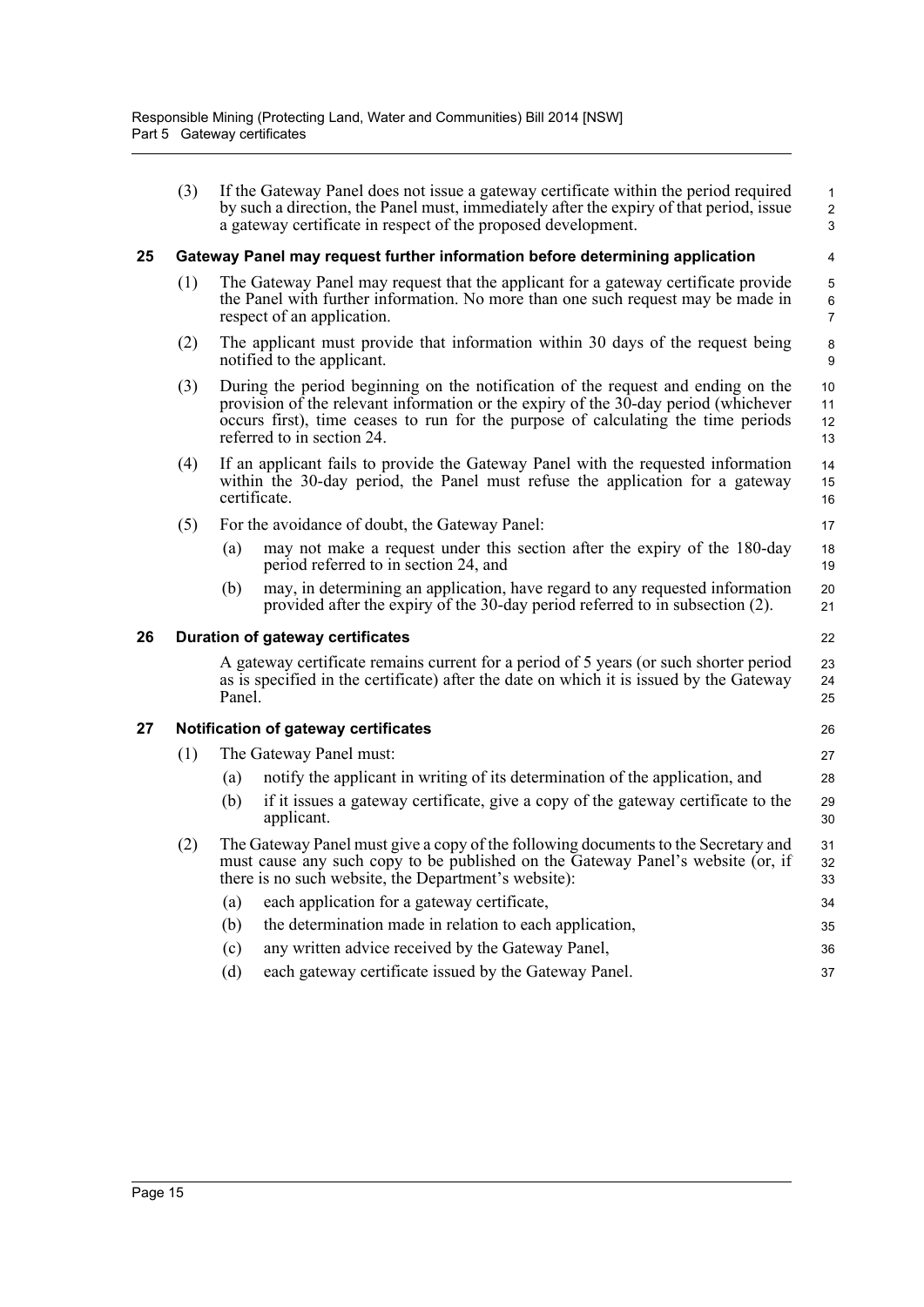(3) If the Gateway Panel does not issue a gateway certificate within the period required by such a direction, the Panel must, immediately after the expiry of that period, issue a gateway certificate in respect of the proposed development.

### 25 Gateway Panel may request further information before determining application

(1) The Gateway Panel may request that the applicant for a gateway certificate provide the Panel with further information. No more than one such request may be made in respect of an application.

(2) The applicant must provide that information within 30 days of the request being notified to the applicant.

(3) During the period beginning on the notification of the request and ending on the provision of the relevant information or the expiry of the 30-day period (whichever occurs first), time ceases to run for the purpose of calculating the time periods referred to in section 24.

(4) If an applicant fails to provide the Gateway Panel with the requested information within the 30-day period, the Panel must refuse the application for a gateway certificate.

(5) For the avoidance of doubt, the Gateway Panel:

- (a) may not make a request under this section after the expiry of the 180-day period referred to in section 24, and
- (b) may, in determining an application, have regard to any requested information provided after the expiry of the 30-day period referred to in subsection (2).

### 26 Duration of gateway certificates

A gateway certificate remains current for a period of 5 years (or such shorter period as is specified in the certificate) after the date on which it is issued by the Gateway Panel.

### 27 Notification of gateway certificates

(1) The Gateway Panel must:

- (a) notify the applicant in writing of its determination of the application, and
- (b) if it issues a gateway certificate, give a copy of the gateway certificate to the applicant.

(2) The Gateway Panel must give a copy of the following documents to the Secretary and must cause any such copy to be published on the Gateway Panel's website (or, if there is no such website, the Department's website):

- (a) each application for a gateway certificate,
- (b) the determination made in relation to each application,
- (c) any written advice received by the Gateway Panel,
- (d) each gateway certificate issued by the Gateway Panel.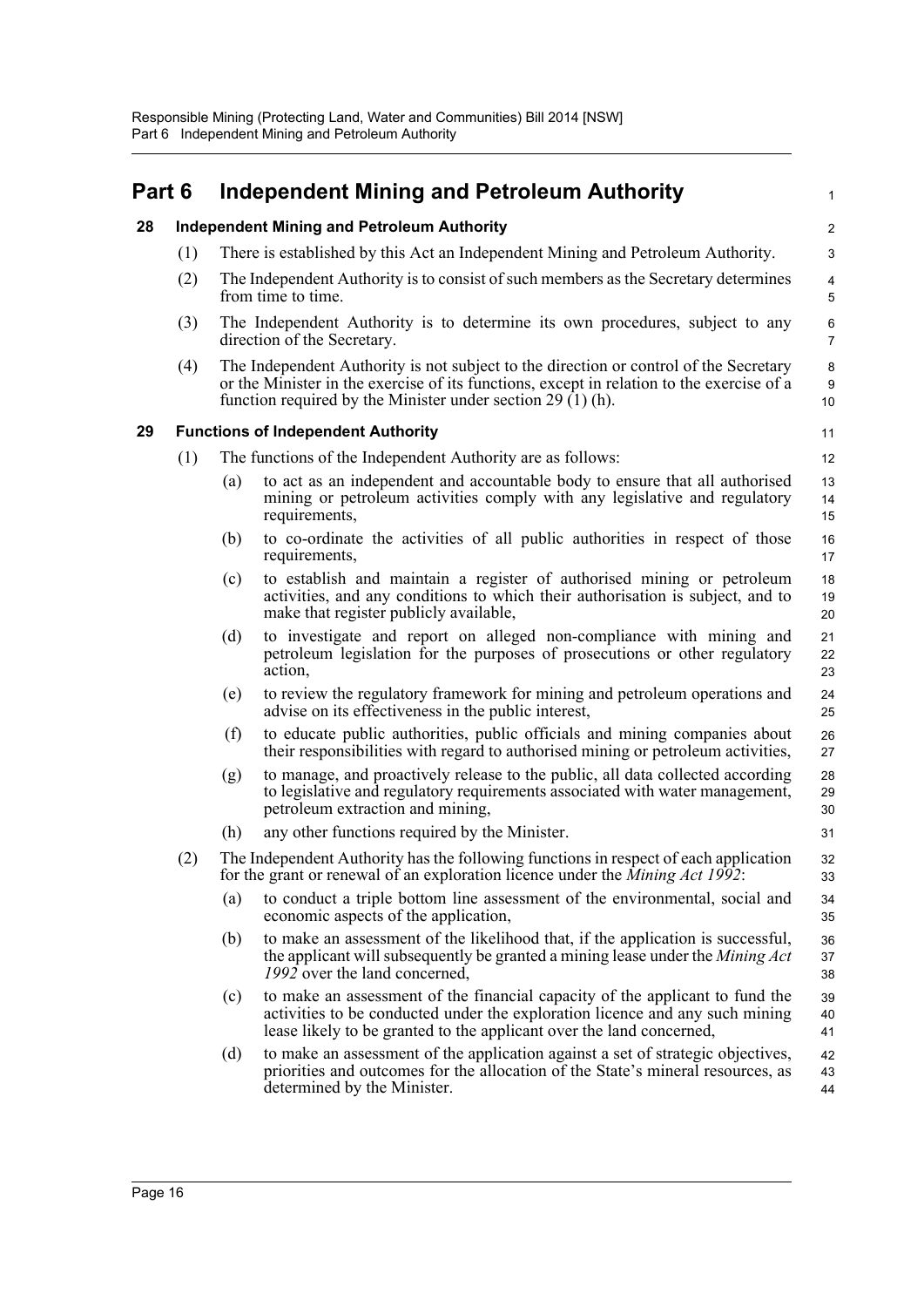# Part 6 Independent Mining and Petroleum Authority

## 28 Independent Mining and Petroleum Authority

(1) There is established by this Act an Independent Mining and Petroleum Authority.

(2) The Independent Authority is to consist of such members as the Secretary determines from time to time.

(3) The Independent Authority is to determine its own procedures, subject to any direction of the Secretary.

(4) The Independent Authority is not subject to the direction or control of the Secretary or the Minister in the exercise of its functions, except in relation to the exercise of a function required by the Minister under section 29 (1) (h).

## 29 Functions of Independent Authority

(1) The functions of the Independent Authority are as follows:

- (a) to act as an independent and accountable body to ensure that all authorised mining or petroleum activities comply with any legislative and regulatory requirements,
- (b) to co-ordinate the activities of all public authorities in respect of those requirements,
- (c) to establish and maintain a register of authorised mining or petroleum activities, and any conditions to which their authorisation is subject, and to make that register publicly available,
- (d) to investigate and report on alleged non-compliance with mining and petroleum legislation for the purposes of prosecutions or other regulatory action,
- (e) to review the regulatory framework for mining and petroleum operations and advise on its effectiveness in the public interest,
- (f) to educate public authorities, public officials and mining companies about their responsibilities with regard to authorised mining or petroleum activities,
- (g) to manage, and proactively release to the public, all data collected according to legislative and regulatory requirements associated with water management, petroleum extraction and mining,
- (h) any other functions required by the Minister.

(2) The Independent Authority has the following functions in respect of each application for the grant or renewal of an exploration licence under the *Mining Act 1992*:

- (a) to conduct a triple bottom line assessment of the environmental, social and economic aspects of the application,
- (b) to make an assessment of the likelihood that, if the application is successful, the applicant will subsequently be granted a mining lease under the *Mining Act 1992* over the land concerned,
- (c) to make an assessment of the financial capacity of the applicant to fund the activities to be conducted under the exploration licence and any such mining lease likely to be granted to the applicant over the land concerned,
- (d) to make an assessment of the application against a set of strategic objectives, priorities and outcomes for the allocation of the State's mineral resources, as determined by the Minister.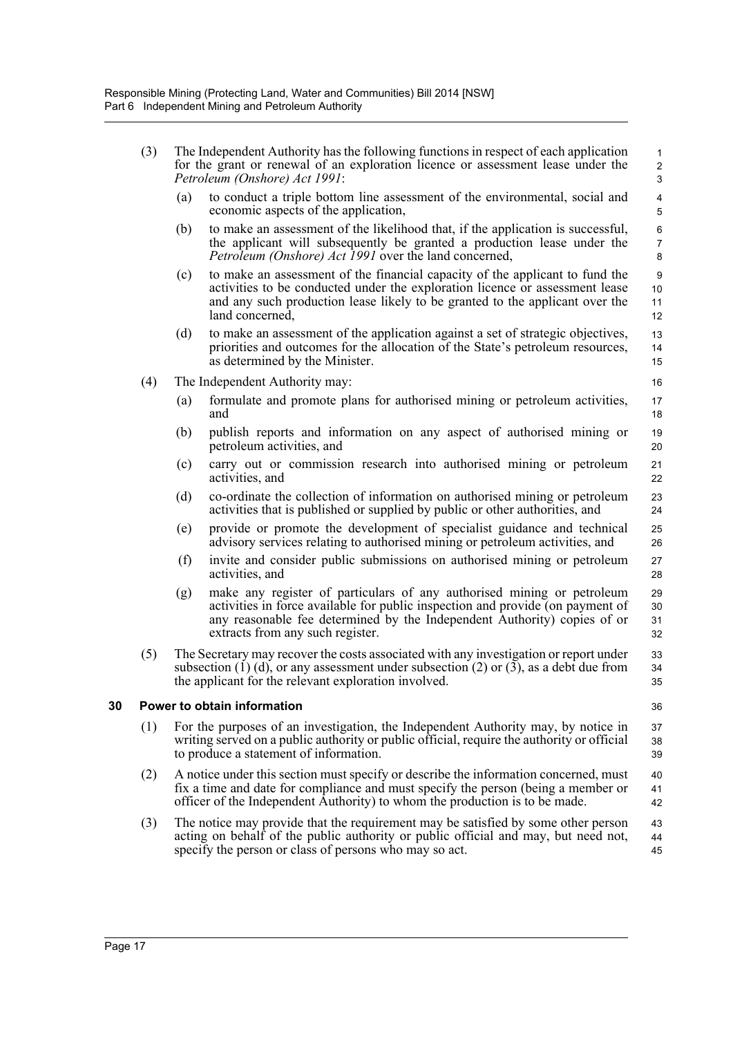(3) The Independent Authority has the following functions in respect of each application for the grant or renewal of an exploration licence or assessment lease under the *Petroleum (Onshore) Act 1991*:

(a) to conduct a triple bottom line assessment of the environmental, social and economic aspects of the application,

(b) to make an assessment of the likelihood that, if the application is successful, the applicant will subsequently be granted a production lease under the *Petroleum (Onshore) Act 1991* over the land concerned,

(c) to make an assessment of the financial capacity of the applicant to fund the activities to be conducted under the exploration licence or assessment lease and any such production lease likely to be granted to the applicant over the land concerned,

(d) to make an assessment of the application against a set of strategic objectives, priorities and outcomes for the allocation of the State's petroleum resources, as determined by the Minister.

(4) The Independent Authority may:

(a) formulate and promote plans for authorised mining or petroleum activities, and

(b) publish reports and information on any aspect of authorised mining or petroleum activities, and

(c) carry out or commission research into authorised mining or petroleum activities, and

(d) co-ordinate the collection of information on authorised mining or petroleum activities that is published or supplied by public or other authorities, and

(e) provide or promote the development of specialist guidance and technical advisory services relating to authorised mining or petroleum activities, and

(f) invite and consider public submissions on authorised mining or petroleum activities, and

(g) make any register of particulars of any authorised mining or petroleum activities in force available for public inspection and provide (on payment of any reasonable fee determined by the Independent Authority) copies of or extracts from any such register.

(5) The Secretary may recover the costs associated with any investigation or report under subsection (1) (d), or any assessment under subsection (2) or (3), as a debt due from the applicant for the relevant exploration involved.

## 30 Power to obtain information

(1) For the purposes of an investigation, the Independent Authority may, by notice in writing served on a public authority or public official, require the authority or official to produce a statement of information.

(2) A notice under this section must specify or describe the information concerned, must fix a time and date for compliance and must specify the person (being a member or officer of the Independent Authority) to whom the production is to be made.

(3) The notice may provide that the requirement may be satisfied by some other person acting on behalf of the public authority or public official and may, but need not, specify the person or class of persons who may so act.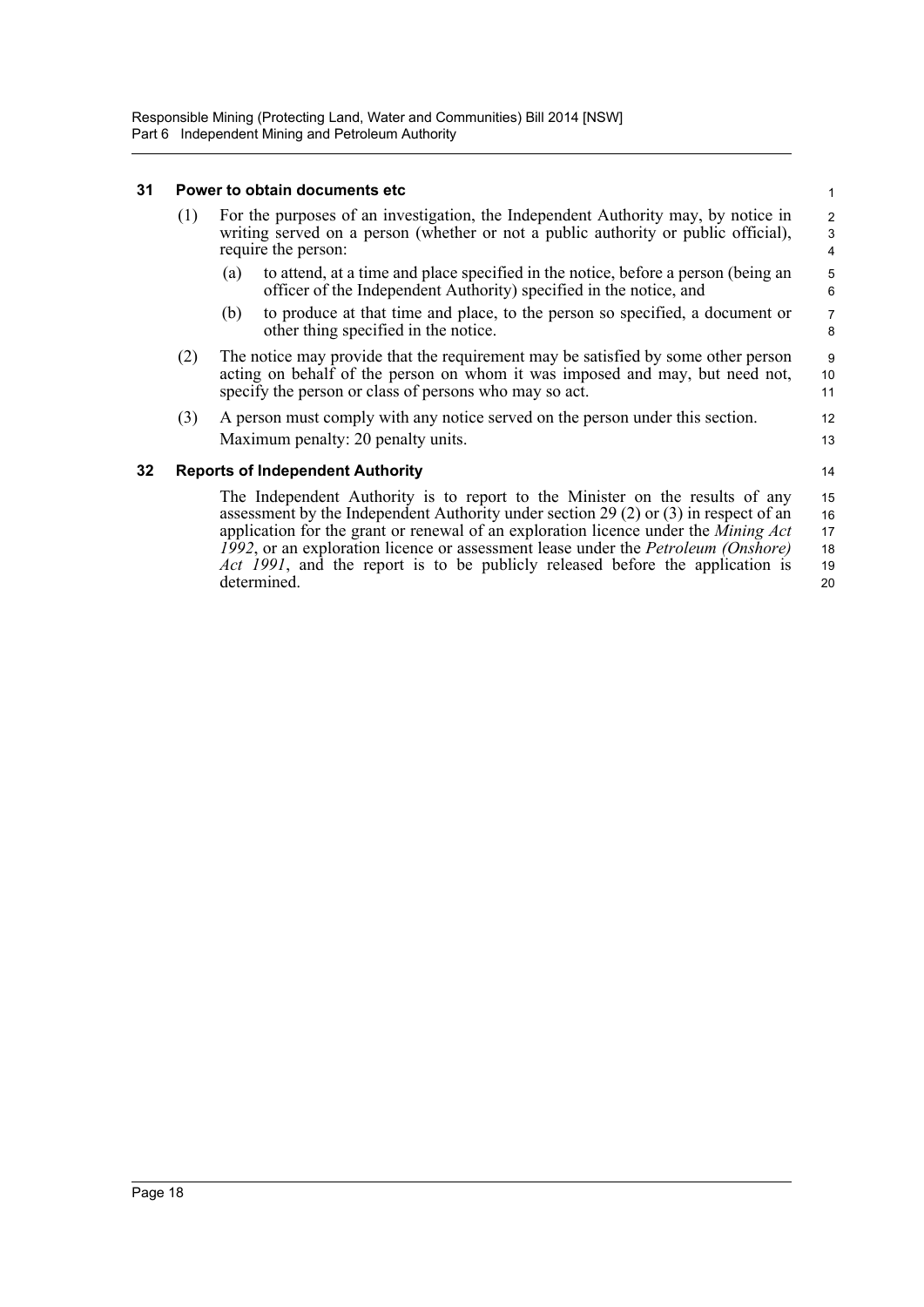### 31 Power to obtain documents etc

(1) For the purposes of an investigation, the Independent Authority may, by notice in writing served on a person (whether or not a public authority or public official), require the person:

(a) to attend, at a time and place specified in the notice, before a person (being an officer of the Independent Authority) specified in the notice, and

(b) to produce at that time and place, to the person so specified, a document or other thing specified in the notice.

(2) The notice may provide that the requirement may be satisfied by some other person acting on behalf of the person on whom it was imposed and may, but need not, specify the person or class of persons who may so act.

(3) A person must comply with any notice served on the person under this section.

Maximum penalty: 20 penalty units.

### 32 Reports of Independent Authority

The Independent Authority is to report to the Minister on the results of any assessment by the Independent Authority under section 29 (2) or (3) in respect of an application for the grant or renewal of an exploration licence under the *Mining Act 1992*, or an exploration licence or assessment lease under the *Petroleum (Onshore) Act 1991*, and the report is to be publicly released before the application is determined.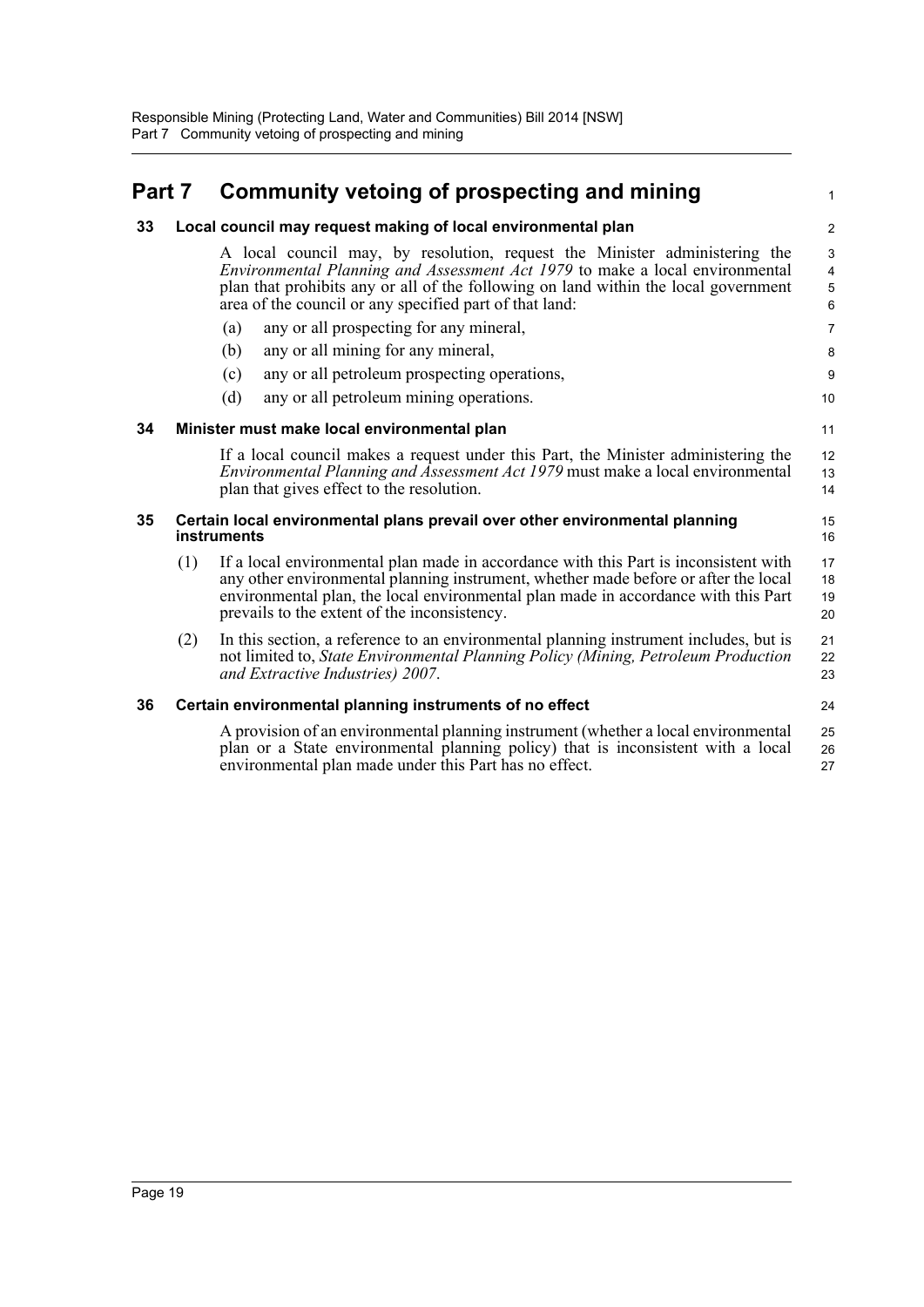# Part 7 Community vetoing of prospecting and mining

## 33 Local council may request making of local environmental plan

A local council may, by resolution, request the Minister administering the *Environmental Planning and Assessment Act 1979* to make a local environmental plan that prohibits any or all of the following on land within the local government area of the council or any specified part of that land:

(a) any or all prospecting for any mineral,

(b) any or all mining for any mineral,

(c) any or all petroleum prospecting operations,

(d) any or all petroleum mining operations.

## 34 Minister must make local environmental plan

If a local council makes a request under this Part, the Minister administering the *Environmental Planning and Assessment Act 1979* must make a local environmental plan that gives effect to the resolution.

## 35 Certain local environmental plans prevail over other environmental planning instruments

(1) If a local environmental plan made in accordance with this Part is inconsistent with any other environmental planning instrument, whether made before or after the local environmental plan, the local environmental plan made in accordance with this Part prevails to the extent of the inconsistency.

(2) In this section, a reference to an environmental planning instrument includes, but is not limited to, *State Environmental Planning Policy (Mining, Petroleum Production and Extractive Industries) 2007*.

## 36 Certain environmental planning instruments of no effect

A provision of an environmental planning instrument (whether a local environmental plan or a State environmental planning policy) that is inconsistent with a local environmental plan made under this Part has no effect.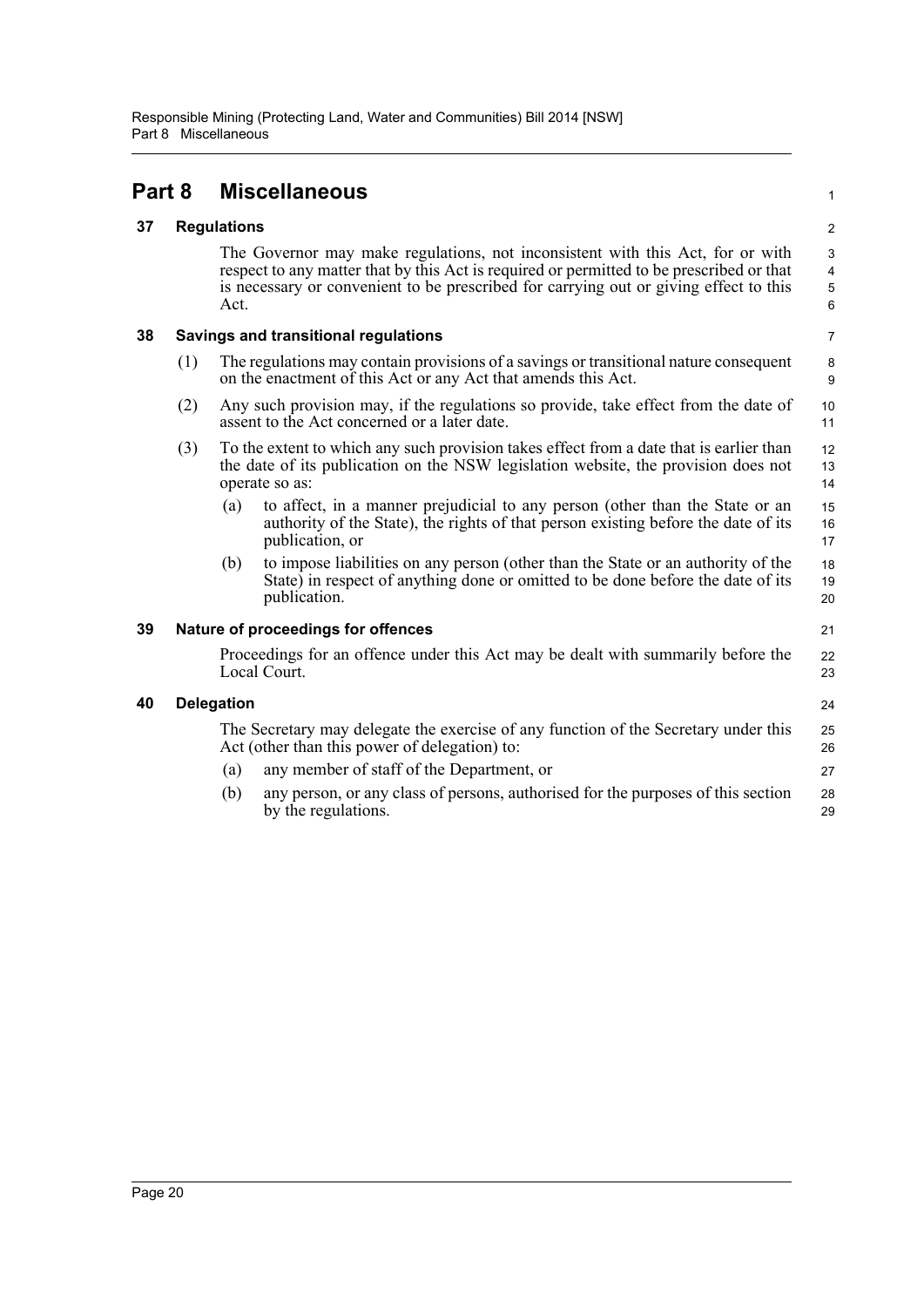# Part 8 Miscellaneous

## 37 Regulations

The Governor may make regulations, not inconsistent with this Act, for or with respect to any matter that by this Act is required or permitted to be prescribed or that is necessary or convenient to be prescribed for carrying out or giving effect to this Act.

## 38 Savings and transitional regulations

(1) The regulations may contain provisions of a savings or transitional nature consequent on the enactment of this Act or any Act that amends this Act.

(2) Any such provision may, if the regulations so provide, take effect from the date of assent to the Act concerned or a later date.

(3) To the extent to which any such provision takes effect from a date that is earlier than the date of its publication on the NSW legislation website, the provision does not operate so as:

- (a) to affect, in a manner prejudicial to any person (other than the State or an authority of the State), the rights of that person existing before the date of its publication, or
- (b) to impose liabilities on any person (other than the State or an authority of the State) in respect of anything done or omitted to be done before the date of its publication.

## 39 Nature of proceedings for offences

Proceedings for an offence under this Act may be dealt with summarily before the Local Court.

## 40 Delegation

The Secretary may delegate the exercise of any function of the Secretary under this Act (other than this power of delegation) to:

- (a) any member of staff of the Department, or
- (b) any person, or any class of persons, authorised for the purposes of this section by the regulations.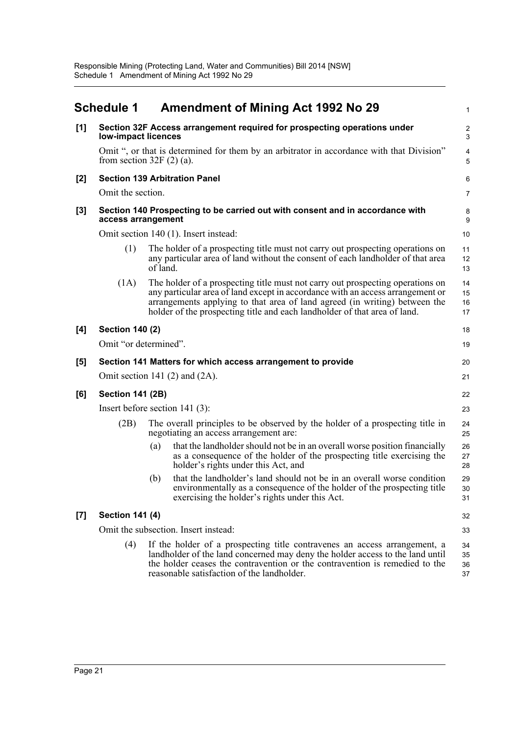## Schedule 1 Amendment of Mining Act 1992 No 29

**[1] Section 32F Access arrangement required for prospecting operations under low-impact licences**

Omit ", or that is determined for them by an arbitrator in accordance with that Division" from section 32F (2) (a).

**[2] Section 139 Arbitration Panel**

Omit the section.

**[3] Section 140 Prospecting to be carried out with consent and in accordance with access arrangement**

Omit section 140 (1). Insert instead:

(1) The holder of a prospecting title must not carry out prospecting operations on any particular area of land without the consent of each landholder of that area of land.

(1A) The holder of a prospecting title must not carry out prospecting operations on any particular area of land except in accordance with an access arrangement or arrangements applying to that area of land agreed (in writing) between the holder of the prospecting title and each landholder of that area of land.

**[4] Section 140 (2)**

Omit "or determined".

**[5] Section 141 Matters for which access arrangement to provide**

Omit section 141 (2) and (2A).

**[6] Section 141 (2B)**

Insert before section 141 (3):

(2B) The overall principles to be observed by the holder of a prospecting title in negotiating an access arrangement are:

(a) that the landholder should not be in an overall worse position financially as a consequence of the holder of the prospecting title exercising the holder's rights under this Act, and

(b) that the landholder's land should not be in an overall worse condition environmentally as a consequence of the holder of the prospecting title exercising the holder's rights under this Act.

**[7] Section 141 (4)**

Omit the subsection. Insert instead:

(4) If the holder of a prospecting title contravenes an access arrangement, a landholder of the land concerned may deny the holder access to the land until the holder ceases the contravention or the contravention is remedied to the reasonable satisfaction of the landholder.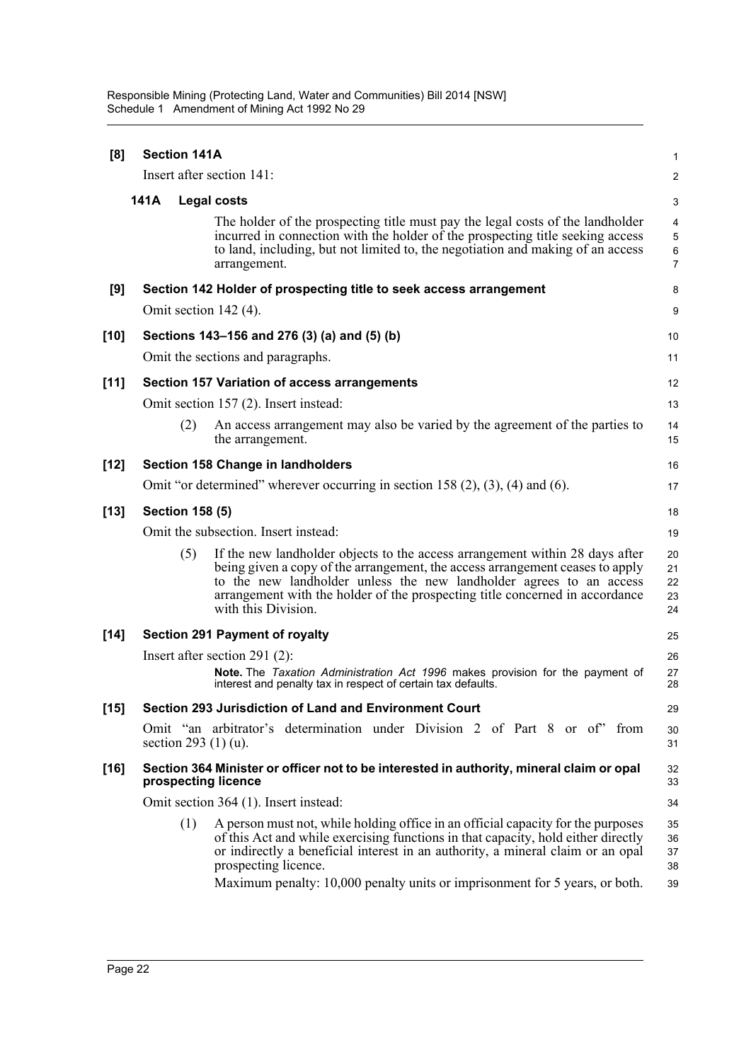**[8] Section 141A**

Insert after section 141:

**141A Legal costs**

The holder of the prospecting title must pay the legal costs of the landholder incurred in connection with the holder of the prospecting title seeking access to land, including, but not limited to, the negotiation and making of an access arrangement.

**[9] Section 142 Holder of prospecting title to seek access arrangement**

Omit section 142 (4).

**[10] Sections 143–156 and 276 (3) (a) and (5) (b)**

Omit the sections and paragraphs.

**[11] Section 157 Variation of access arrangements**

Omit section 157 (2). Insert instead:

(2) An access arrangement may also be varied by the agreement of the parties to the arrangement.

**[12] Section 158 Change in landholders**

Omit "or determined" wherever occurring in section 158 (2), (3), (4) and (6).

**[13] Section 158 (5)**

Omit the subsection. Insert instead:

(5) If the new landholder objects to the access arrangement within 28 days after being given a copy of the arrangement, the access arrangement ceases to apply to the new landholder unless the new landholder agrees to an access arrangement with the holder of the prospecting title concerned in accordance with this Division.

**[14] Section 291 Payment of royalty**

Insert after section 291 (2):

**Note.** The *Taxation Administration Act 1996* makes provision for the payment of interest and penalty tax in respect of certain tax defaults.

**[15] Section 293 Jurisdiction of Land and Environment Court**

Omit "an arbitrator's determination under Division 2 of Part 8 or of" from section 293 (1) (u).

**[16] Section 364 Minister or officer not to be interested in authority, mineral claim or opal prospecting licence**

Omit section 364 (1). Insert instead:

(1) A person must not, while holding office in an official capacity for the purposes of this Act and while exercising functions in that capacity, hold either directly or indirectly a beneficial interest in an authority, a mineral claim or an opal prospecting licence.

Maximum penalty: 10,000 penalty units or imprisonment for 5 years, or both.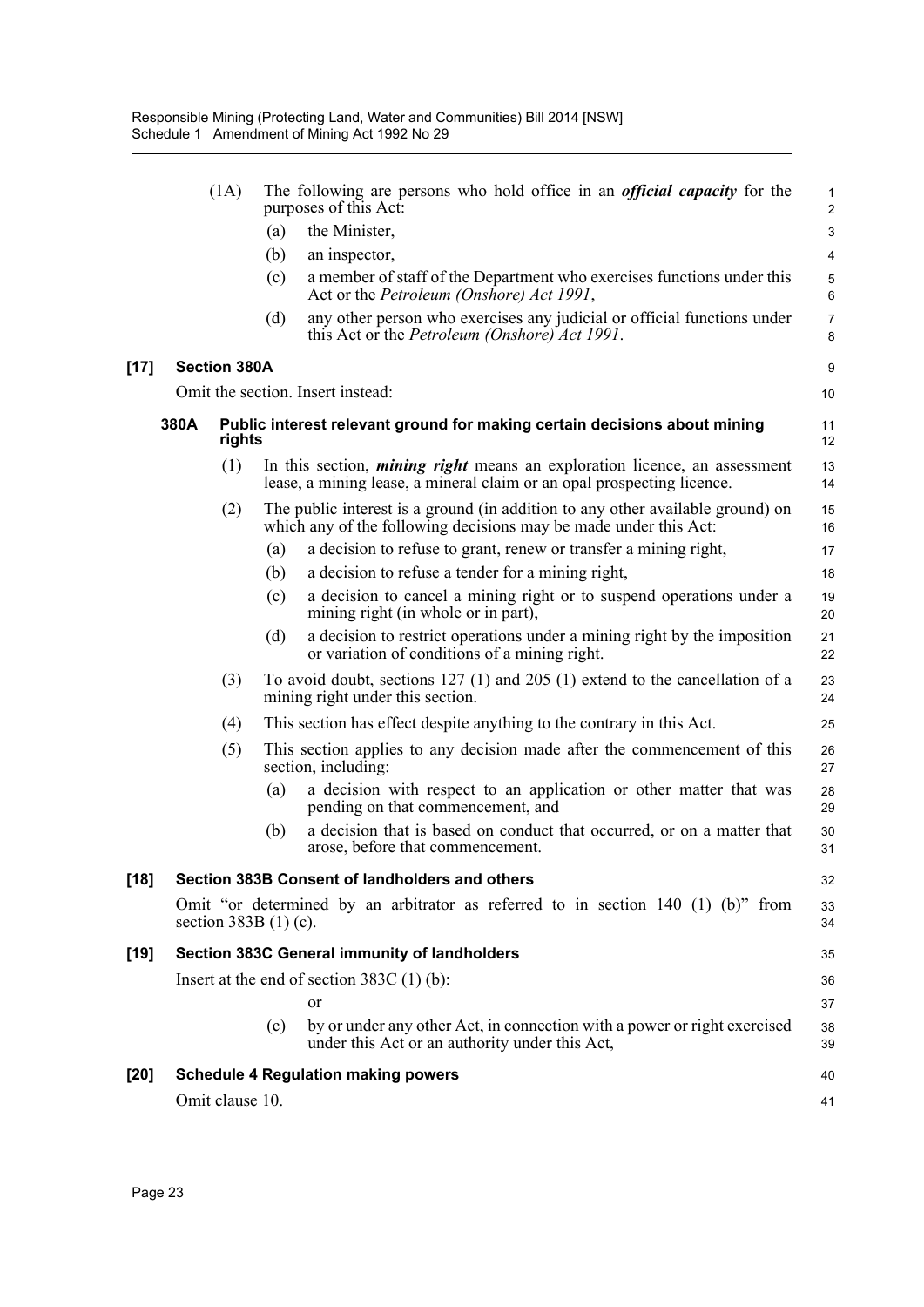(1A) The following are persons who hold office in an ***official capacity*** for the purposes of this Act:

(a) the Minister,

(b) an inspector,

(c) a member of staff of the Department who exercises functions under this Act or the *Petroleum (Onshore) Act 1991*,

(d) any other person who exercises any judicial or official functions under this Act or the *Petroleum (Onshore) Act 1991*.

### [17] Section 380A

Omit the section. Insert instead:

#### 380A Public interest relevant ground for making certain decisions about mining rights

(1) In this section, ***mining right*** means an exploration licence, an assessment lease, a mining lease, a mineral claim or an opal prospecting licence.

(2) The public interest is a ground (in addition to any other available ground) on which any of the following decisions may be made under this Act:

(a) a decision to refuse to grant, renew or transfer a mining right,

(b) a decision to refuse a tender for a mining right,

(c) a decision to cancel a mining right or to suspend operations under a mining right (in whole or in part),

(d) a decision to restrict operations under a mining right by the imposition or variation of conditions of a mining right.

(3) To avoid doubt, sections 127 (1) and 205 (1) extend to the cancellation of a mining right under this section.

(4) This section has effect despite anything to the contrary in this Act.

(5) This section applies to any decision made after the commencement of this section, including:

(a) a decision with respect to an application or other matter that was pending on that commencement, and

(b) a decision that is based on conduct that occurred, or on a matter that arose, before that commencement.

### [18] Section 383B Consent of landholders and others

Omit "or determined by an arbitrator as referred to in section 140 (1) (b)" from section 383B (1) (c).

### [19] Section 383C General immunity of landholders

Insert at the end of section 383C (1) (b):

or

(c) by or under any other Act, in connection with a power or right exercised under this Act or an authority under this Act,

### [20] Schedule 4 Regulation making powers

Omit clause 10.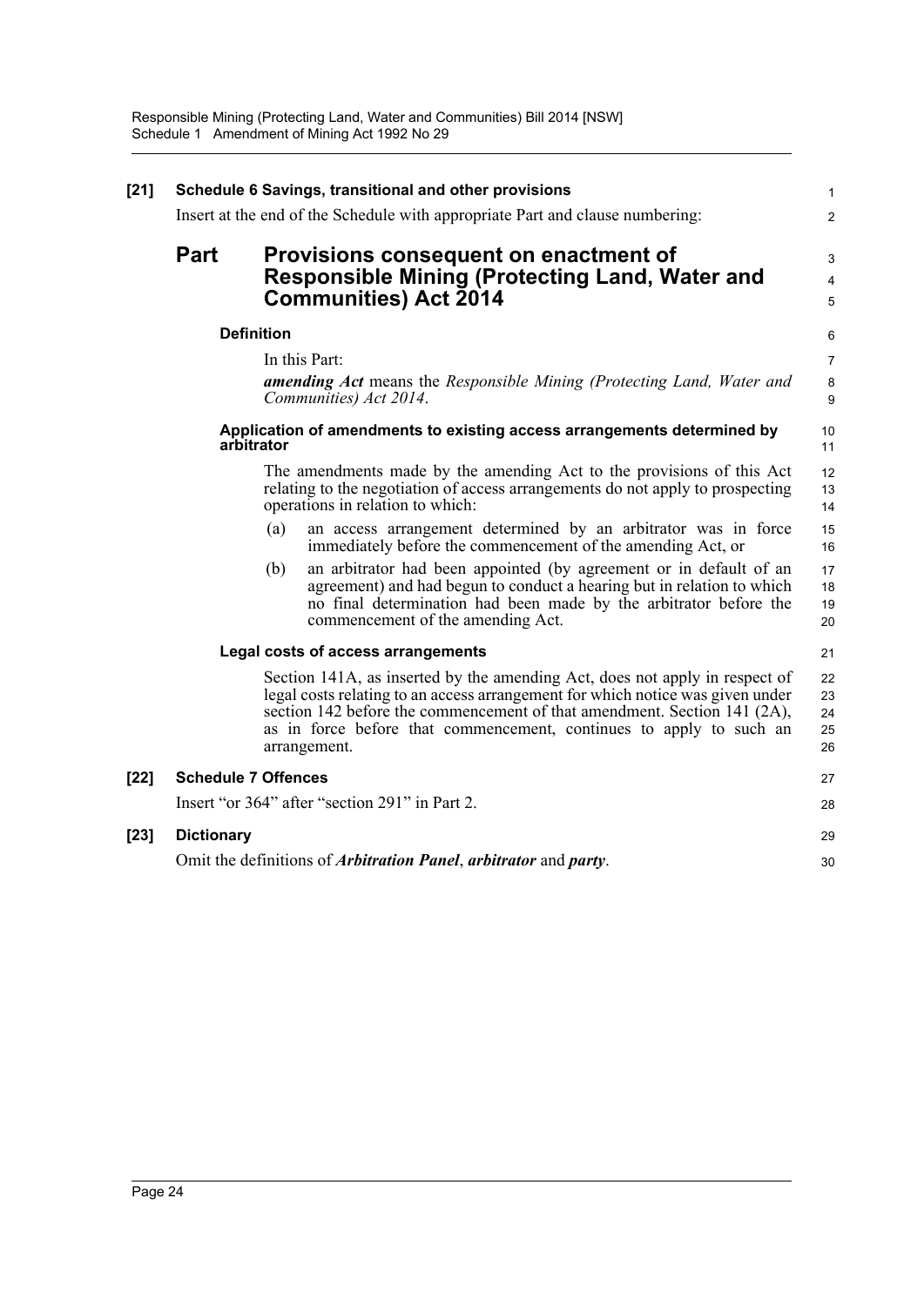**[21] Schedule 6 Savings, transitional and other provisions**

Insert at the end of the Schedule with appropriate Part and clause numbering:

## Part Provisions consequent on enactment of Responsible Mining (Protecting Land, Water and Communities) Act 2014

**Definition**

In this Part:

***amending Act*** means the *Responsible Mining (Protecting Land, Water and Communities) Act 2014*.

**Application of amendments to existing access arrangements determined by arbitrator**

The amendments made by the amending Act to the provisions of this Act relating to the negotiation of access arrangements do not apply to prospecting operations in relation to which:

(a) an access arrangement determined by an arbitrator was in force immediately before the commencement of the amending Act, or

(b) an arbitrator had been appointed (by agreement or in default of an agreement) and had begun to conduct a hearing but in relation to which no final determination had been made by the arbitrator before the commencement of the amending Act.

**Legal costs of access arrangements**

Section 141A, as inserted by the amending Act, does not apply in respect of legal costs relating to an access arrangement for which notice was given under section 142 before the commencement of that amendment. Section 141 (2A), as in force before that commencement, continues to apply to such an arrangement.

**[22] Schedule 7 Offences**

Insert "or 364" after "section 291" in Part 2.

**[23] Dictionary**

Omit the definitions of ***Arbitration Panel***, ***arbitrator*** and ***party***.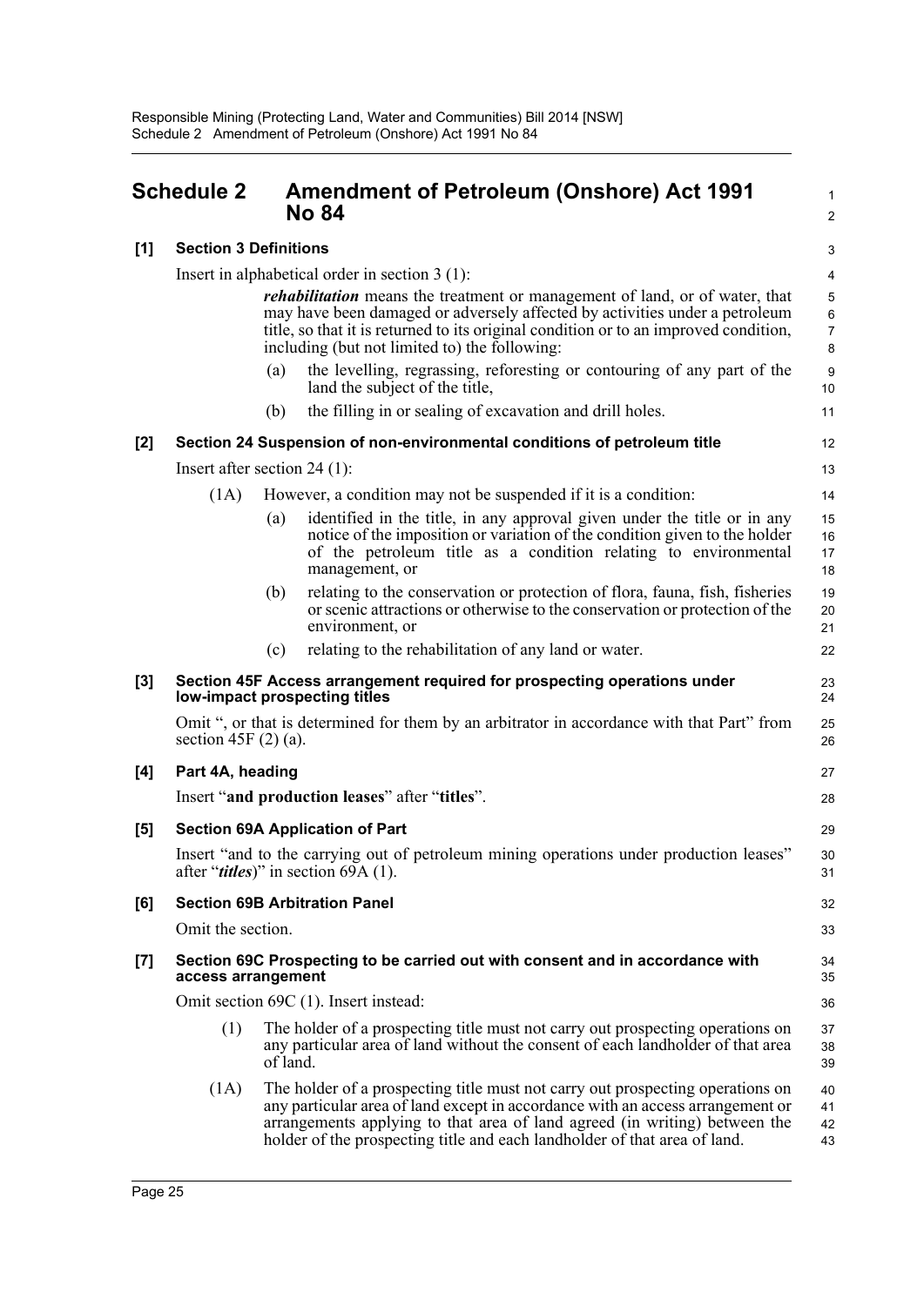## Schedule 2 Amendment of Petroleum (Onshore) Act 1991 No 84

**[1] Section 3 Definitions**

Insert in alphabetical order in section 3 (1):

> ***rehabilitation*** means the treatment or management of land, or of water, that may have been damaged or adversely affected by activities under a petroleum title, so that it is returned to its original condition or to an improved condition, including (but not limited to) the following:
>
> (a) the levelling, regrassing, reforesting or contouring of any part of the land the subject of the title,
>
> (b) the filling in or sealing of excavation and drill holes.

**[2] Section 24 Suspension of non-environmental conditions of petroleum title**

Insert after section 24 (1):

> (1A) However, a condition may not be suspended if it is a condition:
>
> (a) identified in the title, in any approval given under the title or in any notice of the imposition or variation of the condition given to the holder of the petroleum title as a condition relating to environmental management, or
>
> (b) relating to the conservation or protection of flora, fauna, fish, fisheries or scenic attractions or otherwise to the conservation or protection of the environment, or
>
> (c) relating to the rehabilitation of any land or water.

**[3] Section 45F Access arrangement required for prospecting operations under low-impact prospecting titles**

Omit ", or that is determined for them by an arbitrator in accordance with that Part" from section 45F (2) (a).

**[4] Part 4A, heading**

Insert "**and production leases**" after "**titles**".

**[5] Section 69A Application of Part**

Insert "and to the carrying out of petroleum mining operations under production leases" after "***titles***)" in section 69A (1).

**[6] Section 69B Arbitration Panel**

Omit the section.

**[7] Section 69C Prospecting to be carried out with consent and in accordance with access arrangement**

Omit section 69C (1). Insert instead:

> (1) The holder of a prospecting title must not carry out prospecting operations on any particular area of land without the consent of each landholder of that area of land.
>
> (1A) The holder of a prospecting title must not carry out prospecting operations on any particular area of land except in accordance with an access arrangement or arrangements applying to that area of land agreed (in writing) between the holder of the prospecting title and each landholder of that area of land.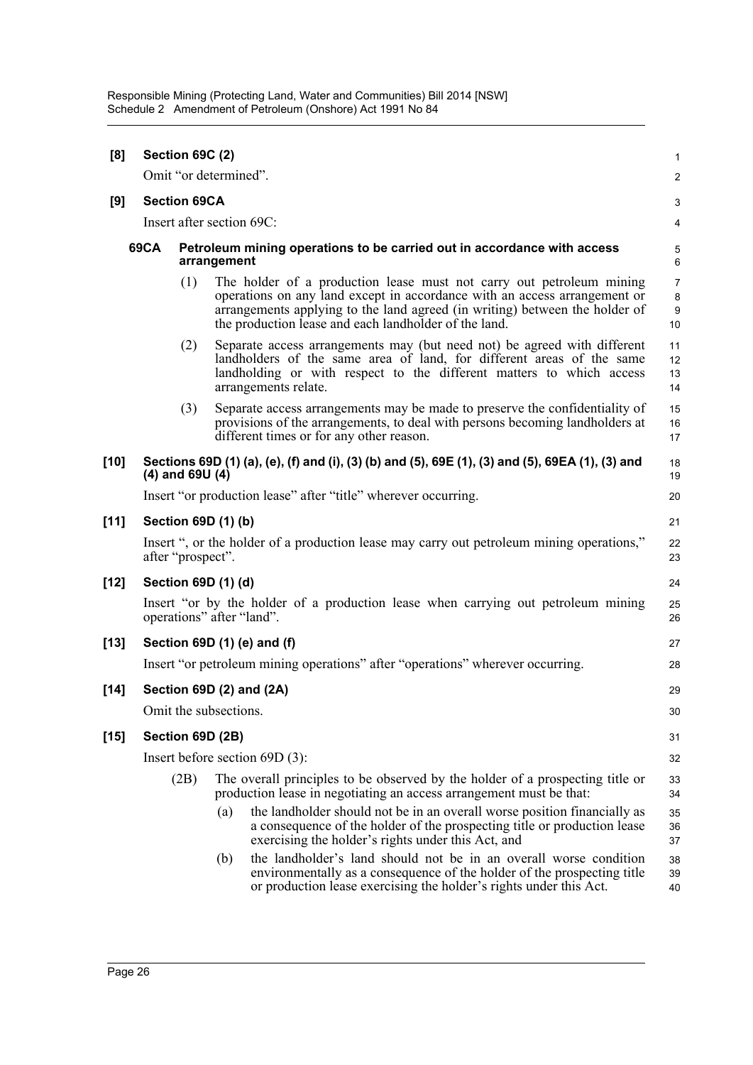**[8] Section 69C (2)**

Omit "or determined".

**[9] Section 69CA**

Insert after section 69C:

**69CA Petroleum mining operations to be carried out in accordance with access arrangement**

(1) The holder of a production lease must not carry out petroleum mining operations on any land except in accordance with an access arrangement or arrangements applying to the land agreed (in writing) between the holder of the production lease and each landholder of the land.

(2) Separate access arrangements may (but need not) be agreed with different landholders of the same area of land, for different areas of the same landholding or with respect to the different matters to which access arrangements relate.

(3) Separate access arrangements may be made to preserve the confidentiality of provisions of the arrangements, to deal with persons becoming landholders at different times or for any other reason.

**[10] Sections 69D (1) (a), (e), (f) and (i), (3) (b) and (5), 69E (1), (3) and (5), 69EA (1), (3) and (4) and 69U (4)**

Insert "or production lease" after "title" wherever occurring.

**[11] Section 69D (1) (b)**

Insert ", or the holder of a production lease may carry out petroleum mining operations," after "prospect".

**[12] Section 69D (1) (d)**

Insert "or by the holder of a production lease when carrying out petroleum mining operations" after "land".

**[13] Section 69D (1) (e) and (f)**

Insert "or petroleum mining operations" after "operations" wherever occurring.

**[14] Section 69D (2) and (2A)**

Omit the subsections.

**[15] Section 69D (2B)**

Insert before section 69D (3):

(2B) The overall principles to be observed by the holder of a prospecting title or production lease in negotiating an access arrangement must be that:

(a) the landholder should not be in an overall worse position financially as a consequence of the holder of the prospecting title or production lease exercising the holder's rights under this Act, and

(b) the landholder's land should not be in an overall worse condition environmentally as a consequence of the holder of the prospecting title or production lease exercising the holder's rights under this Act.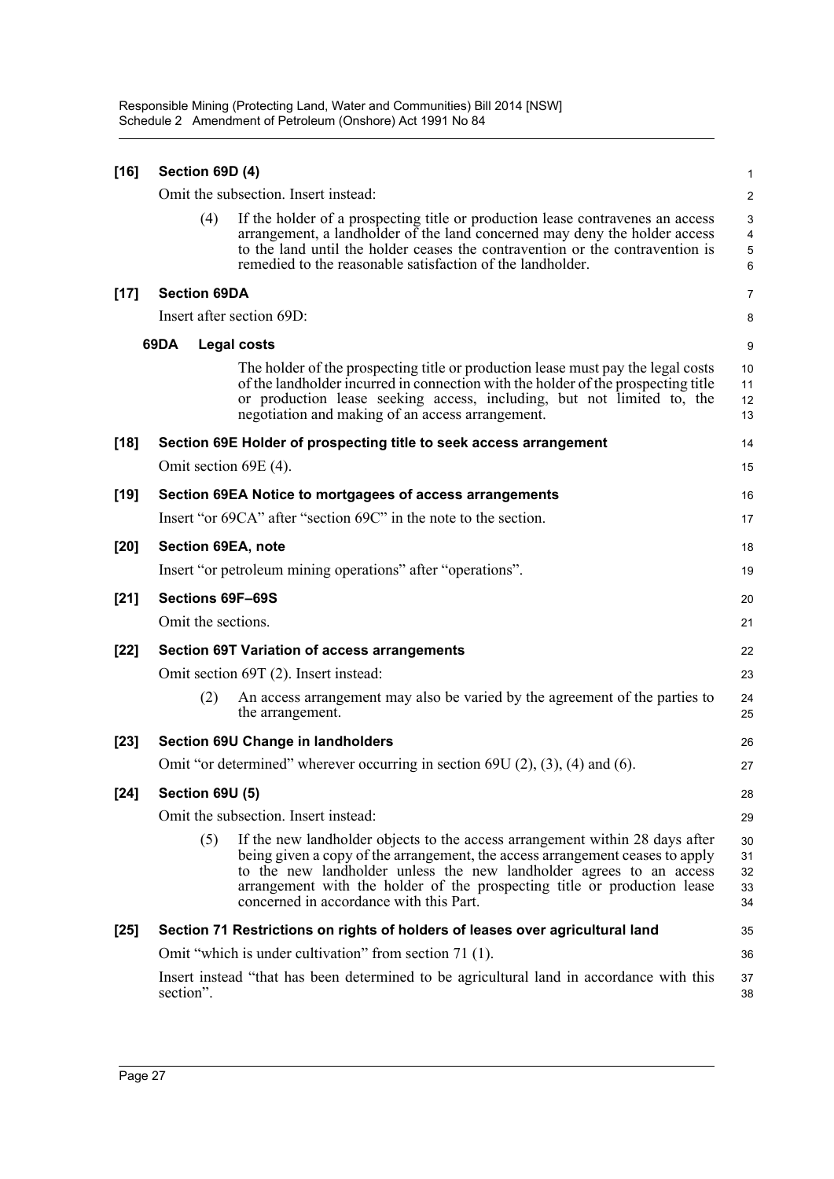**[16] Section 69D (4)**

Omit the subsection. Insert instead:

(4) If the holder of a prospecting title or production lease contravenes an access arrangement, a landholder of the land concerned may deny the holder access to the land until the holder ceases the contravention or the contravention is remedied to the reasonable satisfaction of the landholder.

**[17] Section 69DA**

Insert after section 69D:

**69DA Legal costs**

The holder of the prospecting title or production lease must pay the legal costs of the landholder incurred in connection with the holder of the prospecting title or production lease seeking access, including, but not limited to, the negotiation and making of an access arrangement.

**[18] Section 69E Holder of prospecting title to seek access arrangement**

Omit section 69E (4).

**[19] Section 69EA Notice to mortgagees of access arrangements**

Insert "or 69CA" after "section 69C" in the note to the section.

**[20] Section 69EA, note**

Insert "or petroleum mining operations" after "operations".

**[21] Sections 69F–69S**

Omit the sections.

**[22] Section 69T Variation of access arrangements**

Omit section 69T (2). Insert instead:

(2) An access arrangement may also be varied by the agreement of the parties to the arrangement.

**[23] Section 69U Change in landholders**

Omit "or determined" wherever occurring in section 69U (2), (3), (4) and (6).

**[24] Section 69U (5)**

Omit the subsection. Insert instead:

(5) If the new landholder objects to the access arrangement within 28 days after being given a copy of the arrangement, the access arrangement ceases to apply to the new landholder unless the new landholder agrees to an access arrangement with the holder of the prospecting title or production lease concerned in accordance with this Part.

**[25] Section 71 Restrictions on rights of holders of leases over agricultural land**

Omit "which is under cultivation" from section 71 (1).

Insert instead "that has been determined to be agricultural land in accordance with this section".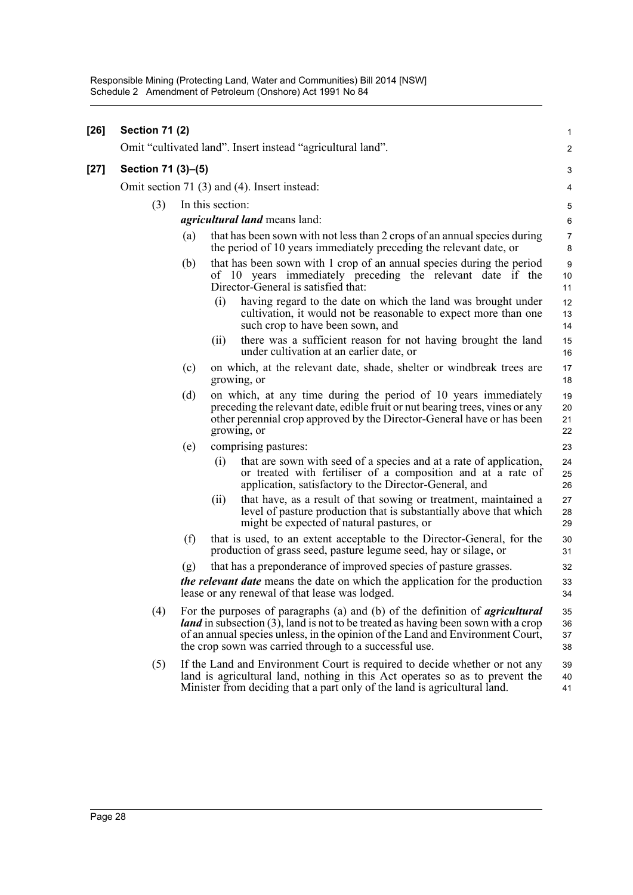**[26] Section 71 (2)**

Omit "cultivated land". Insert instead "agricultural land".

**[27] Section 71 (3)–(5)**

Omit section 71 (3) and (4). Insert instead:

(3) In this section:

***agricultural land*** means land:

(a) that has been sown with not less than 2 crops of an annual species during the period of 10 years immediately preceding the relevant date, or

(b) that has been sown with 1 crop of an annual species during the period of 10 years immediately preceding the relevant date if the Director-General is satisfied that:

(i) having regard to the date on which the land was brought under cultivation, it would not be reasonable to expect more than one such crop to have been sown, and

(ii) there was a sufficient reason for not having brought the land under cultivation at an earlier date, or

(c) on which, at the relevant date, shade, shelter or windbreak trees are growing, or

(d) on which, at any time during the period of 10 years immediately preceding the relevant date, edible fruit or nut bearing trees, vines or any other perennial crop approved by the Director-General have or has been growing, or

(e) comprising pastures:

(i) that are sown with seed of a species and at a rate of application, or treated with fertiliser of a composition and at a rate of application, satisfactory to the Director-General, and

(ii) that have, as a result of that sowing or treatment, maintained a level of pasture production that is substantially above that which might be expected of natural pastures, or

(f) that is used, to an extent acceptable to the Director-General, for the production of grass seed, pasture legume seed, hay or silage, or

(g) that has a preponderance of improved species of pasture grasses.

***the relevant date*** means the date on which the application for the production lease or any renewal of that lease was lodged.

(4) For the purposes of paragraphs (a) and (b) of the definition of ***agricultural land*** in subsection (3), land is not to be treated as having been sown with a crop of an annual species unless, in the opinion of the Land and Environment Court, the crop sown was carried through to a successful use.

(5) If the Land and Environment Court is required to decide whether or not any land is agricultural land, nothing in this Act operates so as to prevent the Minister from deciding that a part only of the land is agricultural land.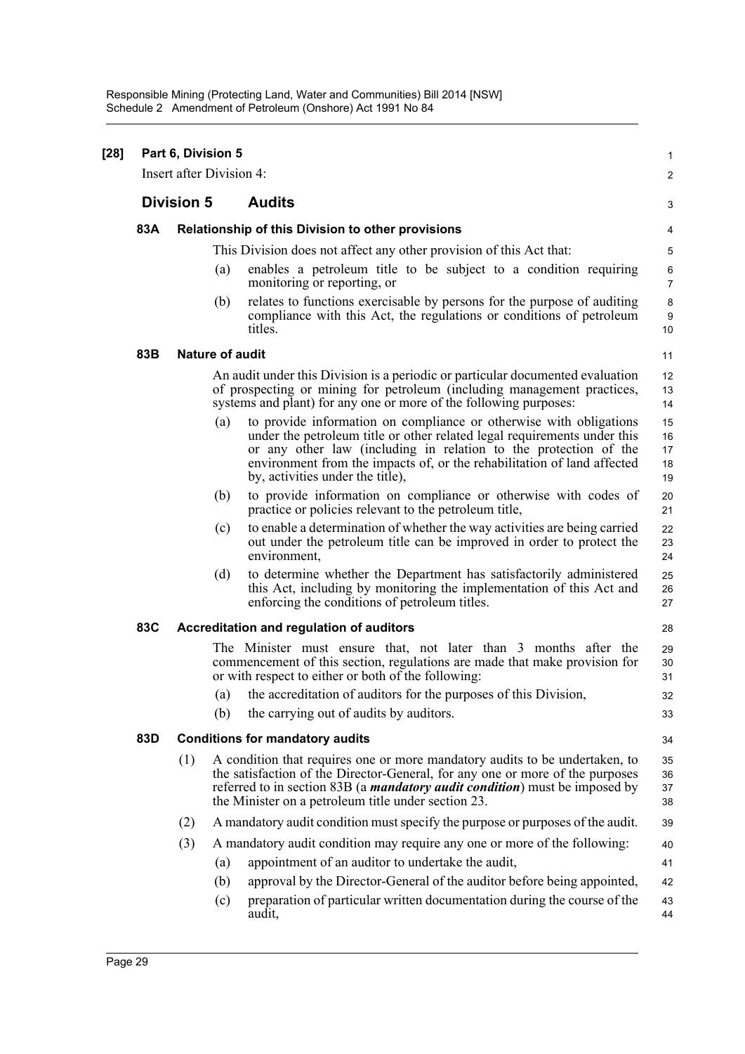**[28] Part 6, Division 5**

Insert after Division 4:

## Division 5 Audits

### 83A Relationship of this Division to other provisions

This Division does not affect any other provision of this Act that:

(a) enables a petroleum title to be subject to a condition requiring monitoring or reporting, or

(b) relates to functions exercisable by persons for the purpose of auditing compliance with this Act, the regulations or conditions of petroleum titles.

### 83B Nature of audit

An audit under this Division is a periodic or particular documented evaluation of prospecting or mining for petroleum (including management practices, systems and plant) for any one or more of the following purposes:

(a) to provide information on compliance or otherwise with obligations under the petroleum title or other related legal requirements under this or any other law (including in relation to the protection of the environment from the impacts of, or the rehabilitation of land affected by, activities under the title),

(b) to provide information on compliance or otherwise with codes of practice or policies relevant to the petroleum title,

(c) to enable a determination of whether the way activities are being carried out under the petroleum title can be improved in order to protect the environment,

(d) to determine whether the Department has satisfactorily administered this Act, including by monitoring the implementation of this Act and enforcing the conditions of petroleum titles.

### 83C Accreditation and regulation of auditors

The Minister must ensure that, not later than 3 months after the commencement of this section, regulations are made that make provision for or with respect to either or both of the following:

(a) the accreditation of auditors for the purposes of this Division,

(b) the carrying out of audits by auditors.

### 83D Conditions for mandatory audits

(1) A condition that requires one or more mandatory audits to be undertaken, to the satisfaction of the Director-General, for any one or more of the purposes referred to in section 83B (a ***mandatory audit condition***) must be imposed by the Minister on a petroleum title under section 23.

(2) A mandatory audit condition must specify the purpose or purposes of the audit.

(3) A mandatory audit condition may require any one or more of the following:

(a) appointment of an auditor to undertake the audit,

(b) approval by the Director-General of the auditor before being appointed,

(c) preparation of particular written documentation during the course of the audit,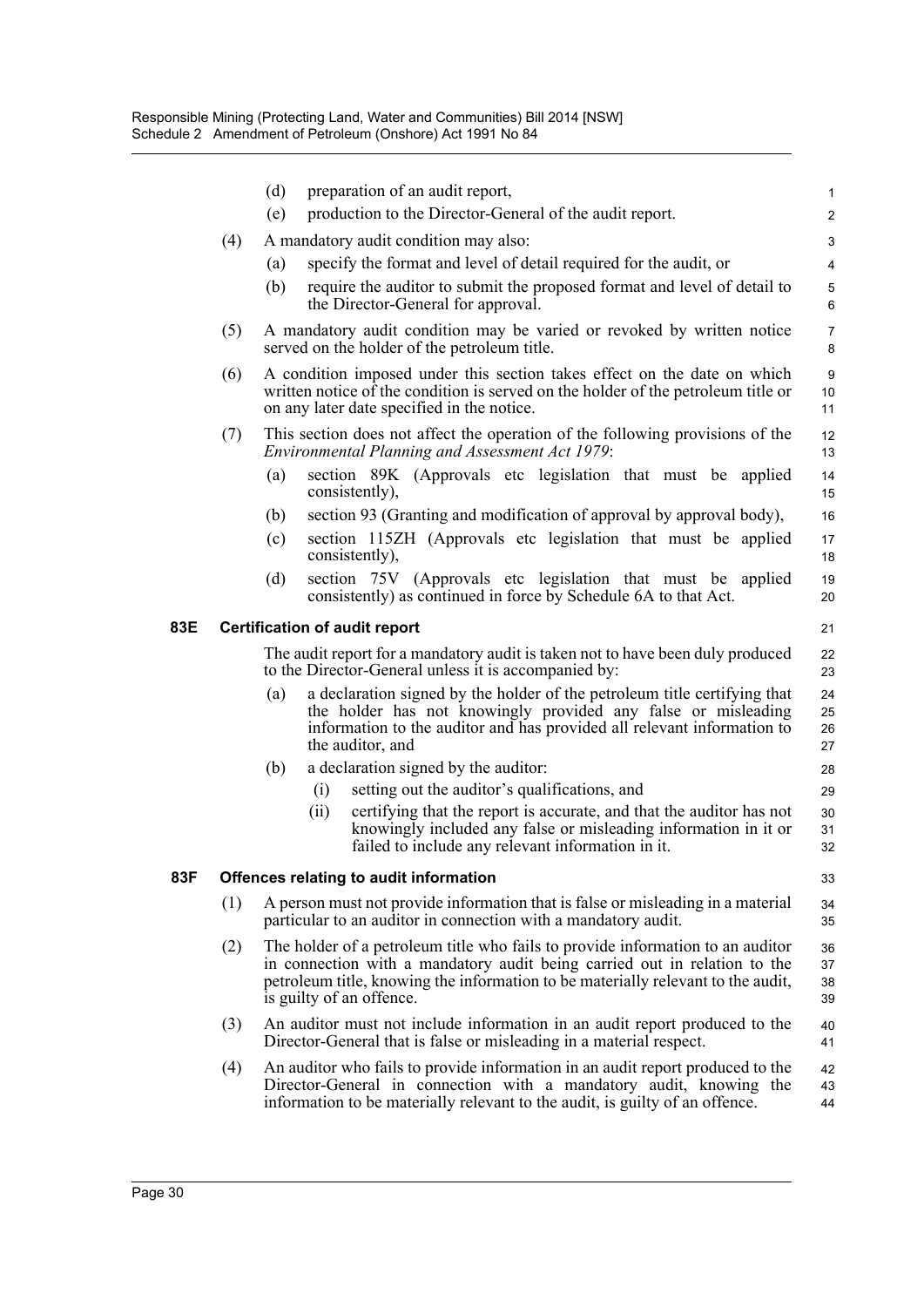(d) preparation of an audit report,

(e) production to the Director-General of the audit report.

(4) A mandatory audit condition may also:

(a) specify the format and level of detail required for the audit, or

(b) require the auditor to submit the proposed format and level of detail to the Director-General for approval.

(5) A mandatory audit condition may be varied or revoked by written notice served on the holder of the petroleum title.

(6) A condition imposed under this section takes effect on the date on which written notice of the condition is served on the holder of the petroleum title or on any later date specified in the notice.

(7) This section does not affect the operation of the following provisions of the *Environmental Planning and Assessment Act 1979*:

(a) section 89K (Approvals etc legislation that must be applied consistently),

(b) section 93 (Granting and modification of approval by approval body),

(c) section 115ZH (Approvals etc legislation that must be applied consistently),

(d) section 75V (Approvals etc legislation that must be applied consistently) as continued in force by Schedule 6A to that Act.

**83E Certification of audit report**

The audit report for a mandatory audit is taken not to have been duly produced to the Director-General unless it is accompanied by:

(a) a declaration signed by the holder of the petroleum title certifying that the holder has not knowingly provided any false or misleading information to the auditor and has provided all relevant information to the auditor, and

(b) a declaration signed by the auditor:

(i) setting out the auditor's qualifications, and

(ii) certifying that the report is accurate, and that the auditor has not knowingly included any false or misleading information in it or failed to include any relevant information in it.

**83F Offences relating to audit information**

(1) A person must not provide information that is false or misleading in a material particular to an auditor in connection with a mandatory audit.

(2) The holder of a petroleum title who fails to provide information to an auditor in connection with a mandatory audit being carried out in relation to the petroleum title, knowing the information to be materially relevant to the audit, is guilty of an offence.

(3) An auditor must not include information in an audit report produced to the Director-General that is false or misleading in a material respect.

(4) An auditor who fails to provide information in an audit report produced to the Director-General in connection with a mandatory audit, knowing the information to be materially relevant to the audit, is guilty of an offence.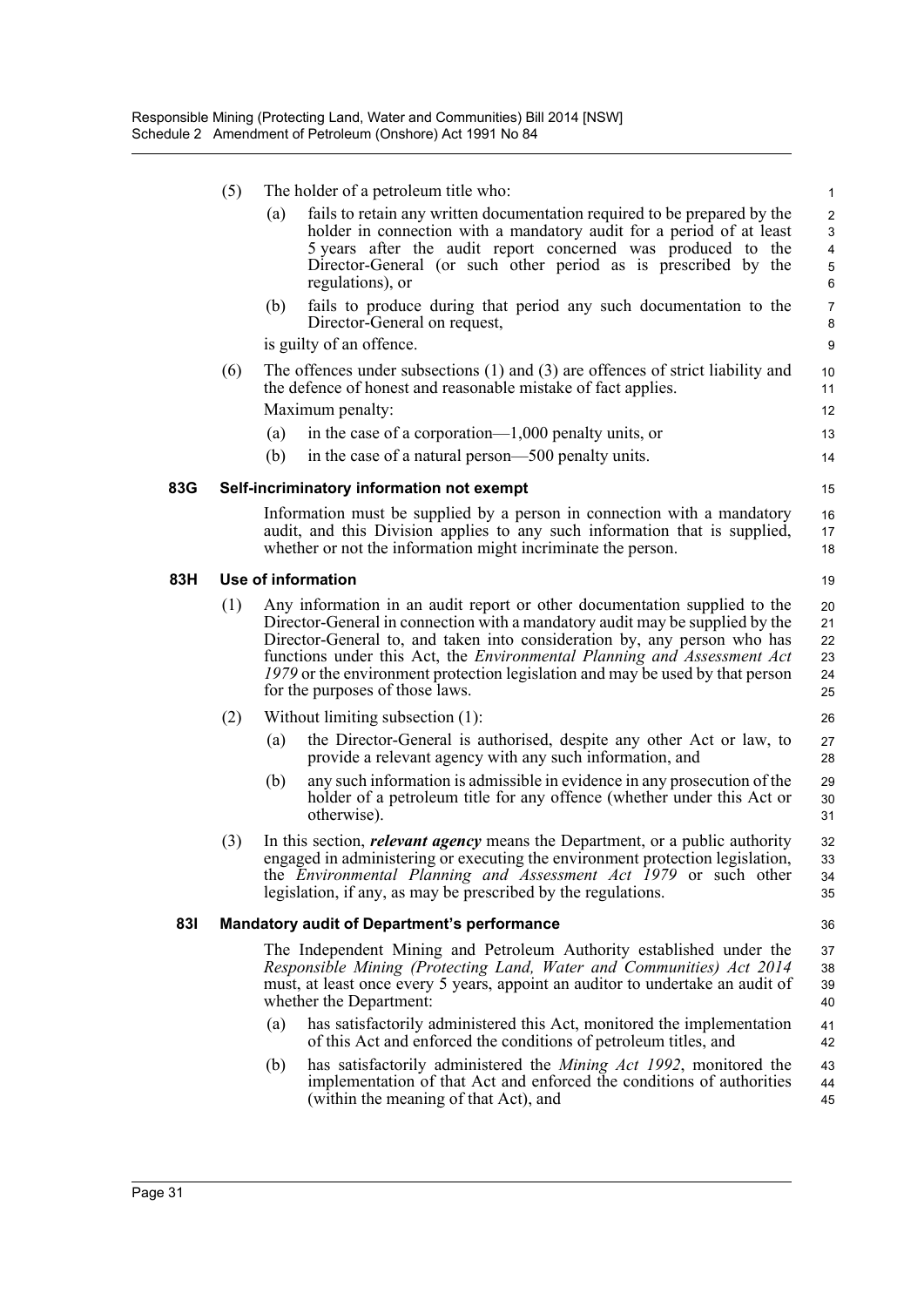(5) The holder of a petroleum title who:

(a) fails to retain any written documentation required to be prepared by the holder in connection with a mandatory audit for a period of at least 5 years after the audit report concerned was produced to the Director-General (or such other period as is prescribed by the regulations), or

(b) fails to produce during that period any such documentation to the Director-General on request,

is guilty of an offence.

(6) The offences under subsections (1) and (3) are offences of strict liability and the defence of honest and reasonable mistake of fact applies.

Maximum penalty:

(a) in the case of a corporation—1,000 penalty units, or

(b) in the case of a natural person—500 penalty units.

**83G Self-incriminatory information not exempt**

Information must be supplied by a person in connection with a mandatory audit, and this Division applies to any such information that is supplied, whether or not the information might incriminate the person.

**83H Use of information**

(1) Any information in an audit report or other documentation supplied to the Director-General in connection with a mandatory audit may be supplied by the Director-General to, and taken into consideration by, any person who has functions under this Act, the *Environmental Planning and Assessment Act 1979* or the environment protection legislation and may be used by that person for the purposes of those laws.

(2) Without limiting subsection (1):

(a) the Director-General is authorised, despite any other Act or law, to provide a relevant agency with any such information, and

(b) any such information is admissible in evidence in any prosecution of the holder of a petroleum title for any offence (whether under this Act or otherwise).

(3) In this section, ***relevant agency*** means the Department, or a public authority engaged in administering or executing the environment protection legislation, the *Environmental Planning and Assessment Act 1979* or such other legislation, if any, as may be prescribed by the regulations.

**83I Mandatory audit of Department's performance**

The Independent Mining and Petroleum Authority established under the *Responsible Mining (Protecting Land, Water and Communities) Act 2014* must, at least once every 5 years, appoint an auditor to undertake an audit of whether the Department:

(a) has satisfactorily administered this Act, monitored the implementation of this Act and enforced the conditions of petroleum titles, and

(b) has satisfactorily administered the *Mining Act 1992*, monitored the implementation of that Act and enforced the conditions of authorities (within the meaning of that Act), and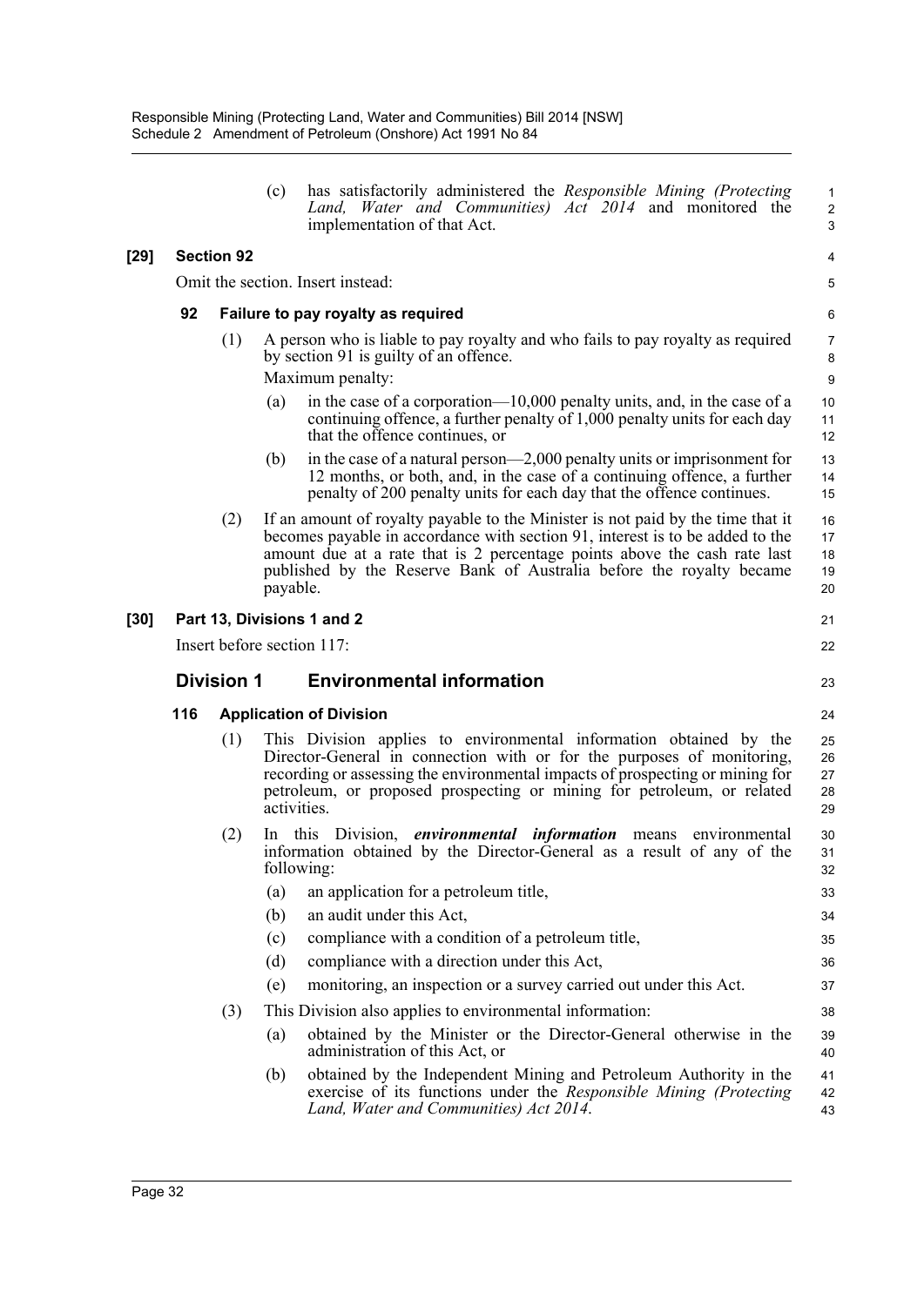(c) has satisfactorily administered the *Responsible Mining (Protecting Land, Water and Communities) Act 2014* and monitored the implementation of that Act.

**[29] Section 92**

Omit the section. Insert instead:

**92 Failure to pay royalty as required**

(1) A person who is liable to pay royalty and who fails to pay royalty as required by section 91 is guilty of an offence.

Maximum penalty:

(a) in the case of a corporation—10,000 penalty units, and, in the case of a continuing offence, a further penalty of 1,000 penalty units for each day that the offence continues, or

(b) in the case of a natural person—2,000 penalty units or imprisonment for 12 months, or both, and, in the case of a continuing offence, a further penalty of 200 penalty units for each day that the offence continues.

(2) If an amount of royalty payable to the Minister is not paid by the time that it becomes payable in accordance with section 91, interest is to be added to the amount due at a rate that is 2 percentage points above the cash rate last published by the Reserve Bank of Australia before the royalty became payable.

**[30] Part 13, Divisions 1 and 2**

Insert before section 117:

## Division 1 Environmental information

**116 Application of Division**

(1) This Division applies to environmental information obtained by the Director-General in connection with or for the purposes of monitoring, recording or assessing the environmental impacts of prospecting or mining for petroleum, or proposed prospecting or mining for petroleum, or related activities.

(2) In this Division, ***environmental information*** means environmental information obtained by the Director-General as a result of any of the following:

(a) an application for a petroleum title,

(b) an audit under this Act,

(c) compliance with a condition of a petroleum title,

(d) compliance with a direction under this Act,

(e) monitoring, an inspection or a survey carried out under this Act.

(3) This Division also applies to environmental information:

(a) obtained by the Minister or the Director-General otherwise in the administration of this Act, or

(b) obtained by the Independent Mining and Petroleum Authority in the exercise of its functions under the *Responsible Mining (Protecting Land, Water and Communities) Act 2014*.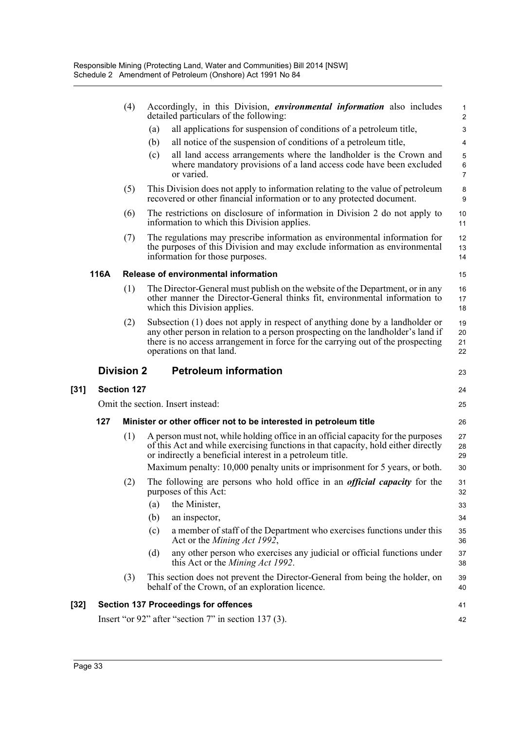(4) Accordingly, in this Division, ***environmental information*** also includes detailed particulars of the following:

(a) all applications for suspension of conditions of a petroleum title,

(b) all notice of the suspension of conditions of a petroleum title,

(c) all land access arrangements where the landholder is the Crown and where mandatory provisions of a land access code have been excluded or varied.

(5) This Division does not apply to information relating to the value of petroleum recovered or other financial information or to any protected document.

(6) The restrictions on disclosure of information in Division 2 do not apply to information to which this Division applies.

(7) The regulations may prescribe information as environmental information for the purposes of this Division and may exclude information as environmental information for those purposes.

**116A Release of environmental information**

(1) The Director-General must publish on the website of the Department, or in any other manner the Director-General thinks fit, environmental information to which this Division applies.

(2) Subsection (1) does not apply in respect of anything done by a landholder or any other person in relation to a person prospecting on the landholder's land if there is no access arrangement in force for the carrying out of the prospecting operations on that land.

## Division 2 Petroleum information

**[31] Section 127**

Omit the section. Insert instead:

**127 Minister or other officer not to be interested in petroleum title**

(1) A person must not, while holding office in an official capacity for the purposes of this Act and while exercising functions in that capacity, hold either directly or indirectly a beneficial interest in a petroleum title.

Maximum penalty: 10,000 penalty units or imprisonment for 5 years, or both.

(2) The following are persons who hold office in an ***official capacity*** for the purposes of this Act:

(a) the Minister,

(b) an inspector,

(c) a member of staff of the Department who exercises functions under this Act or the *Mining Act 1992*,

(d) any other person who exercises any judicial or official functions under this Act or the *Mining Act 1992*.

(3) This section does not prevent the Director-General from being the holder, on behalf of the Crown, of an exploration licence.

**[32] Section 137 Proceedings for offences**

Insert "or 92" after "section 7" in section 137 (3).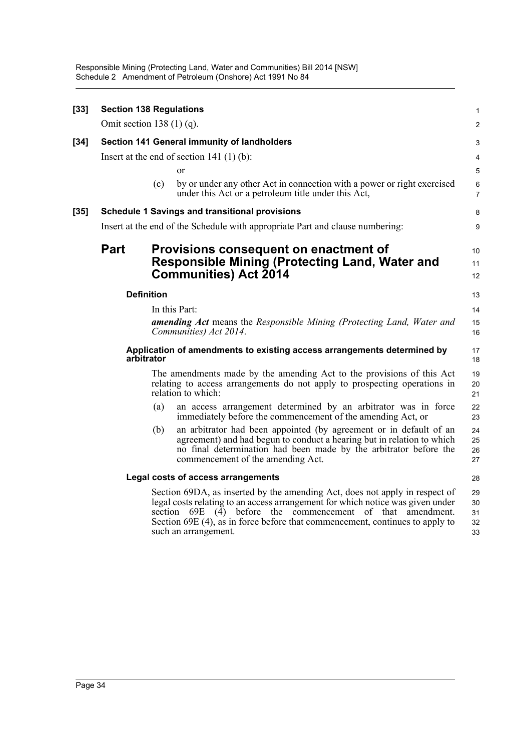**[33] Section 138 Regulations**

Omit section 138 (1) (q).

**[34] Section 141 General immunity of landholders**

Insert at the end of section 141 (1) (b):

or

(c) by or under any other Act in connection with a power or right exercised under this Act or a petroleum title under this Act,

**[35] Schedule 1 Savings and transitional provisions**

Insert at the end of the Schedule with appropriate Part and clause numbering:

## Part Provisions consequent on enactment of Responsible Mining (Protecting Land, Water and Communities) Act 2014

### Definition

In this Part:

***amending Act*** means the *Responsible Mining (Protecting Land, Water and Communities) Act 2014*.

### Application of amendments to existing access arrangements determined by arbitrator

The amendments made by the amending Act to the provisions of this Act relating to access arrangements do not apply to prospecting operations in relation to which:

(a) an access arrangement determined by an arbitrator was in force immediately before the commencement of the amending Act, or

(b) an arbitrator had been appointed (by agreement or in default of an agreement) and had begun to conduct a hearing but in relation to which no final determination had been made by the arbitrator before the commencement of the amending Act.

### Legal costs of access arrangements

Section 69DA, as inserted by the amending Act, does not apply in respect of legal costs relating to an access arrangement for which notice was given under section 69E (4) before the commencement of that amendment. Section 69E (4), as in force before that commencement, continues to apply to such an arrangement.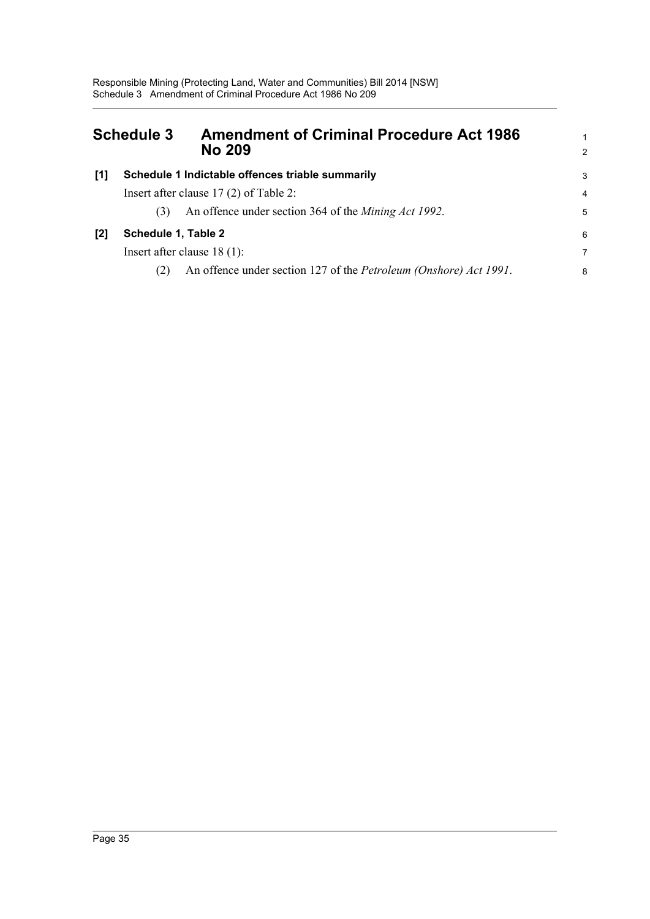# Schedule 3 Amendment of Criminal Procedure Act 1986 No 209

**[1] Schedule 1 Indictable offences triable summarily**

Insert after clause 17 (2) of Table 2:

(3) An offence under section 364 of the *Mining Act 1992*.

**[2] Schedule 1, Table 2**

Insert after clause 18 (1):

(2) An offence under section 127 of the *Petroleum (Onshore) Act 1991*.